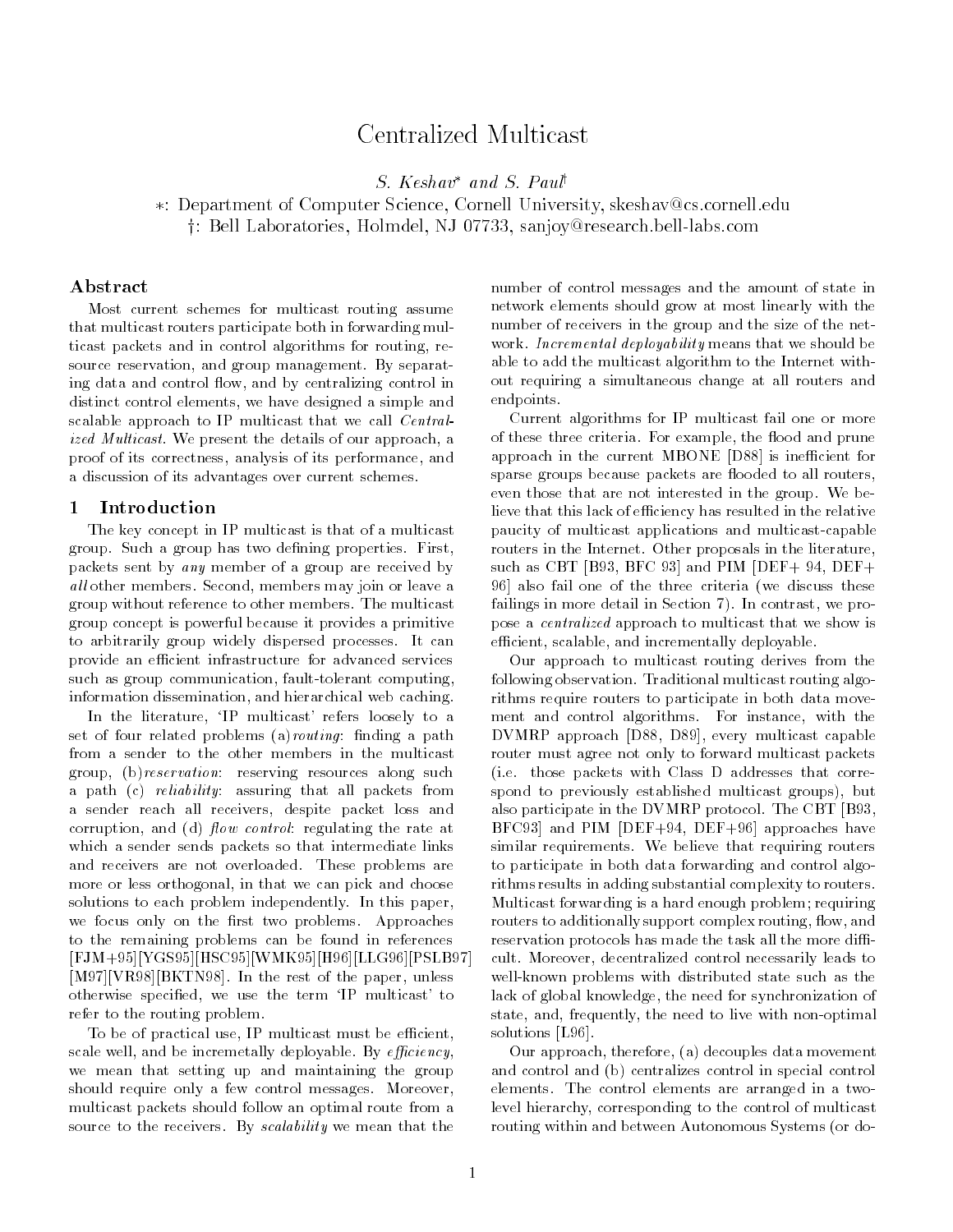# Centralized Multicast

*S. Keshav[∗] and S. Paul[†]*

∗: Department of Computer Science, Cornell University, skeshav@cs.cornell.edu

†: Bell Laboratories, Holmdel, NJ 07733, sanjoy@research.bell-labs.com

## Abstract

Most current schemes for multicast routing assume that multicast routers participate both in forwarding multicast packets and in control algorithms for routing, resource reservation, and group management. By separating data and control flow, and by centralizing control in distinct control elements, we have designed a simple and scalable approach to IP multicast that we call *Centralized Multicast*. We present the details of our approach, a proof of its correctness, analysis of its performance, and a discussion of its advantages over current schemes.

## 1 Introduction

The key concept in IP multicast is that of a multicast group. Such a group has two defining properties. First, packets sent by *any* member of a group are received by *all* other members. Second, members may join or leave a group without reference to other members. The multicast group concept is powerful because it provides a primitive to arbitrarily group widely dispersed processes. It can provide an efficient infrastructure for advanced services such as group communication, fault-tolerant computing, information dissemination, and hierarchical web caching.

In the literature, 'IP multicast' refers loosely to a set of four related problems (a)*routing*: finding a path from a sender to the other members in the multicast group, (b)*reservation*: reserving resources along such a path (c) *reliability*: assuring that all packets from a sender reach all receivers, despite packet loss and corruption, and (d) *flow control*: regulating the rate at which a sender sends packets so that intermediate links and receivers are not overloaded. These problems are more or less orthogonal, in that we can pick and choose solutions to each problem independently. In this paper, we focus only on the first two problems. Approaches to the remaining problems can be found in references [FJM+95][YGS95][HSC95][WMK95][H96][LLG96][PSLB97][M97][VR98][BKTN98]. In the rest of the paper, unless otherwise specified, we use the term 'IP multicast' to refer to the routing problem.

To be of practical use, IP multicast must be efficient, scale well, and be incremetally deployable. By *efficiency*, we mean that setting up and maintaining the group should require only a few control messages. Moreover, multicast packets should follow an optimal route from a source to the receivers. By *scalability* we mean that the number of control messages and the amount of state in network elements should grow at most linearly with the number of receivers in the group and the size of the network. *Incremental deployability* means that we should be able to add the multicast algorithm to the Internet without requiring a simultaneous change at all routers and endpoints.

Current algorithms for IP multicast fail one or more of these three criteria. For example, the flood and prune approach in the current MBONE [D88] is inefficient for sparse groups because packets are flooded to all routers, even those that are not interested in the group. We believe that this lack of efficiency has resulted in the relative paucity of multicast applications and multicast-capable routers in the Internet. Other proposals in the literature, such as CBT [B93, BFC 93] and PIM [DEF+ 94, DEF+ 96] also fail one of the three criteria (we discuss these failings in more detail in Section 7). In contrast, we propose a *centralized* approach to multicast that we show is efficient, scalable, and incrementally deployable.

Our approach to multicast routing derives from the following observation. Traditional multicast routing algorithms require routers to participate in both data movement and control algorithms. For instance, with the DVMRP approach [D88, D89], every multicast capable router must agree not only to forward multicast packets (i.e. those packets with Class D addresses that correspond to previously established multicast groups), but also participate in the DVMRP protocol. The CBT [B93, BFC93] and PIM [DEF+94, DEF+96] approaches have similar requirements. We believe that requiring routers to participate in both data forwarding and control algorithms results in adding substantial complexity to routers. Multicast forwarding is a hard enough problem; requiring routers to additionally support complex routing, flow, and reservation protocols has made the task all the more difficult. Moreover, decentralized control necessarily leads to well-known problems with distributed state such as the lack of global knowledge, the need for synchronization of state, and, frequently, the need to live with non-optimal solutions [L96].

Our approach, therefore, (a) decouples data movement and control and (b) centralizes control in special control elements. The control elements are arranged in a two-level hierarchy, corresponding to the control of multicast routing within and between Autonomous Systems (or do-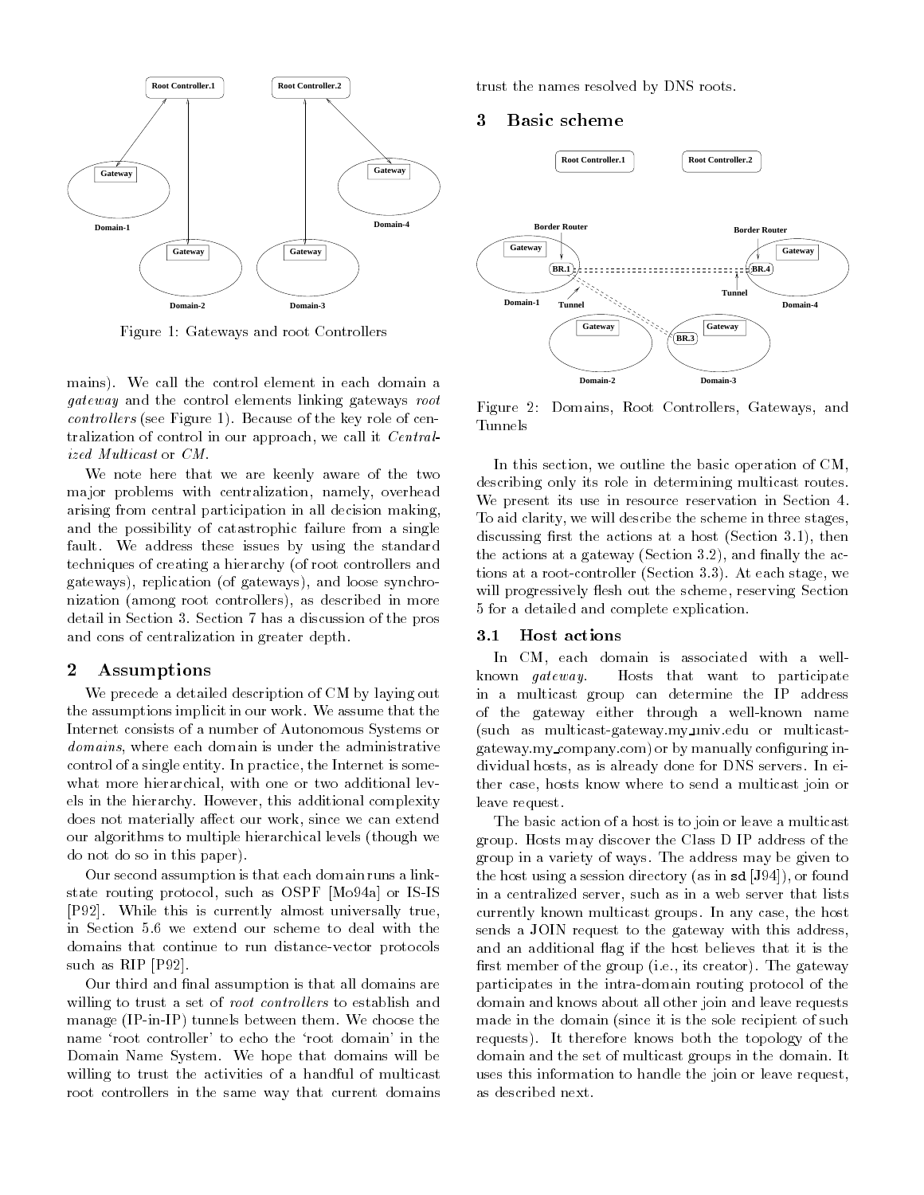Figure 1: Gateways and root Controllers

mains). We call the control element in each domain a *gateway* and the control elements linking gateways *root controllers* (see Figure 1). Because of the key role of centralization of control in our approach, we call it *Centralized Multicast* or *CM*.

We note here that we are keenly aware of the two major problems with centralization, namely, overhead arising from central participation in all decision making, and the possibility of catastrophic failure from a single fault. We address these issues by using the standard techniques of creating a hierarchy (of root controllers and gateways), replication (of gateways), and loose synchronization (among root controllers), as described in more detail in Section 3. Section 7 has a discussion of the pros and cons of centralization in greater depth.

## 2 Assumptions

We precede a detailed description of CM by laying out the assumptions implicit in our work. We assume that the Internet consists of a number of Autonomous Systems or *domains*, where each domain is under the administrative control of a single entity. In practice, the Internet is somewhat more hierarchical, with one or two additional levels in the hierarchy. However, this additional complexity does not materially affect our work, since we can extend our algorithms to multiple hierarchical levels (though we do not do so in this paper).

Our second assumption is that each domain runs a link-state routing protocol, such as OSPF [Mo94a] or IS-IS [P92]. While this is currently almost universally true, in Section 5.6 we extend our scheme to deal with the domains that continue to run distance-vector protocols such as RIP [P92].

Our third and final assumption is that all domains are willing to trust a set of *root controllers* to establish and manage (IP-in-IP) tunnels between them. We choose the name 'root controller' to echo the 'root domain' in the Domain Name System. We hope that domains will be willing to trust the activities of a handful of multicast root controllers in the same way that current domains trust the names resolved by DNS roots.

## 3 Basic scheme

Figure 2: Domains, Root Controllers, Gateways, and Tunnels

In this section, we outline the basic operation of CM, describing only its role in determining multicast routes. We present its use in resource reservation in Section 4. To aid clarity, we will describe the scheme in three stages, discussing first the actions at a host (Section 3.1), then the actions at a gateway (Section 3.2), and finally the actions at a root-controller (Section 3.3). At each stage, we will progressively flesh out the scheme, reserving Section 5 for a detailed and complete explication.

### 3.1 Host actions

In CM, each domain is associated with a well-known *gateway*. Hosts that want to participate in a multicast group can determine the IP address of the gateway either through a well-known name (such as multicast-gateway.my_univ.edu or multicast-gateway.my_company.com) or by manually configuring individual hosts, as is already done for DNS servers. In either case, hosts know where to send a multicast join or leave request.

The basic action of a host is to join or leave a multicast group. Hosts may discover the Class D IP address of the group in a variety of ways. The address may be given to the host using a session directory (as in sd [J94]), or found in a centralized server, such as in a web server that lists currently known multicast groups. In any case, the host sends a JOIN request to the gateway with this address, and an additional flag if the host believes that it is the first member of the group (i.e., its creator). The gateway participates in the intra-domain routing protocol of the domain and knows about all other join and leave requests made in the domain (since it is the sole recipient of such requests). It therefore knows both the topology of the domain and the set of multicast groups in the domain. It uses this information to handle the join or leave request, as described next.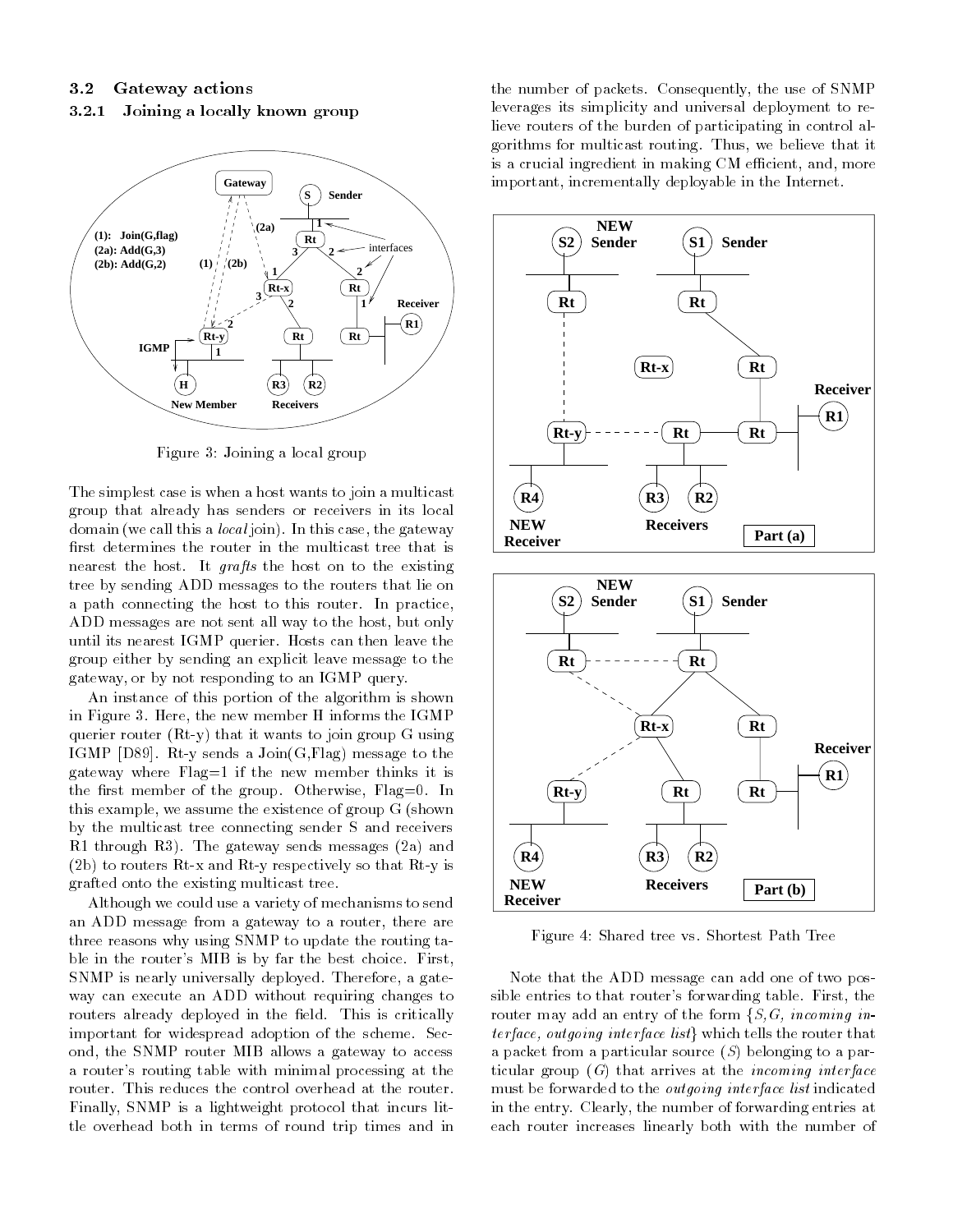### 3.2 Gateway actions

#### 3.2.1 Joining a locally known group

Figure 3: Joining a local group

The simplest case is when a host wants to join a multicast group that already has senders or receivers in its local domain (we call this a *local* join). In this case, the gateway first determines the router in the multicast tree that is nearest the host. It *grafts* the host on to the existing tree by sending ADD messages to the routers that lie on a path connecting the host to this router. In practice, ADD messages are not sent all way to the host, but only until its nearest IGMP querier. Hosts can then leave the group either by sending an explicit leave message to the gateway, or by not responding to an IGMP query.

An instance of this portion of the algorithm is shown in Figure 3. Here, the new member H informs the IGMP querier router (Rt-y) that it wants to join group G using IGMP [D89]. Rt-y sends a Join(G,Flag) message to the gateway where Flag=1 if the new member thinks it is the first member of the group. Otherwise, Flag=0. In this example, we assume the existence of group G (shown by the multicast tree connecting sender S and receivers R1 through R3). The gateway sends messages (2a) and (2b) to routers Rt-x and Rt-y respectively so that Rt-y is grafted onto the existing multicast tree.

Although we could use a variety of mechanisms to send an ADD message from a gateway to a router, there are three reasons why using SNMP to update the routing table in the router's MIB is by far the best choice. First, SNMP is nearly universally deployed. Therefore, a gateway can execute an ADD without requiring changes to routers already deployed in the field. This is critically important for widespread adoption of the scheme. Second, the SNMP router MIB allows a gateway to access a router's routing table with minimal processing at the router. This reduces the control overhead at the router. Finally, SNMP is a lightweight protocol that incurs little overhead both in terms of round trip times and in the number of packets. Consequently, the use of SNMP leverages its simplicity and universal deployment to relieve routers of the burden of participating in control algorithms for multicast routing. Thus, we believe that it is a crucial ingredient in making CM efficient, and, more important, incrementally deployable in the Internet.

Figure 4: Shared tree vs. Shortest Path Tree

Note that the ADD message can add one of two possible entries to that router's forwarding table. First, the router may add an entry of the form {*S,G, incoming interface, outgoing interface list*} which tells the router that a packet from a particular source (*S*) belonging to a particular group (*G*) that arrives at the *incoming interface* must be forwarded to the *outgoing interface list* indicated in the entry. Clearly, the number of forwarding entries at each router increases linearly both with the number of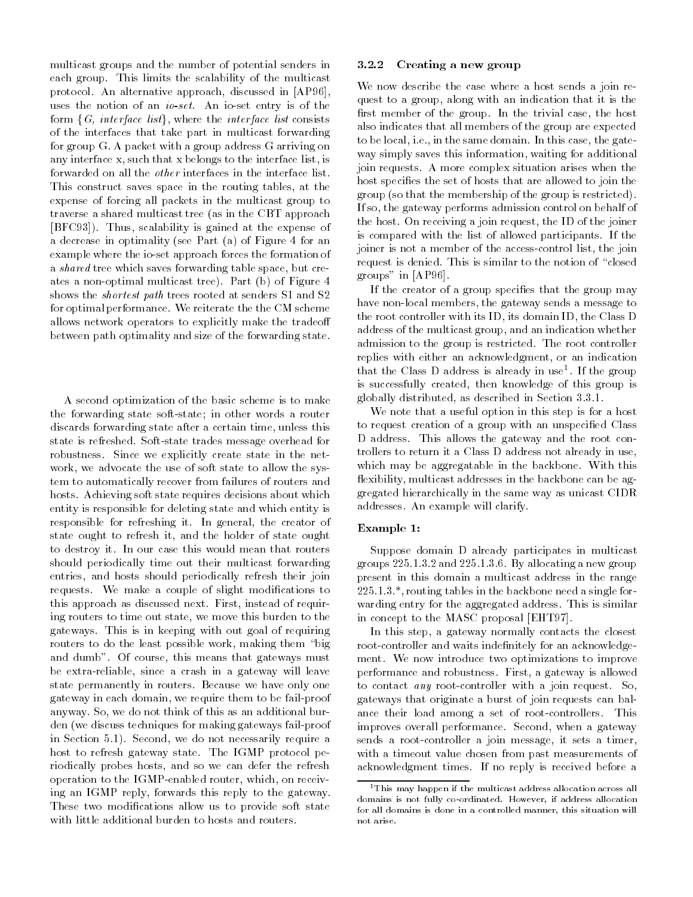multicast groups and the number of potential senders in each group. This limits the scalability of the multicast protocol. An alternative approach, discussed in [AP96], uses the notion of an *io-set*. An io-set entry is of the form {*G, interface list*}, where the *interface list* consists of the interfaces that take part in multicast forwarding for group G. A packet with a group address G arriving on any interface x, such that x belongs to the interface list, is forwarded on all the *other* interfaces in the interface list. This construct saves space in the routing tables, at the expense of forcing all packets in the multicast group to traverse a shared multicast tree (as in the CBT approach [BFC93]). Thus, scalability is gained at the expense of a decrease in optimality (see Part (a) of Figure 4 for an example where the io-set approach forces the formation of a *shared* tree which saves forwarding table space, but creates a non-optimal multicast tree). Part (b) of Figure 4 shows the *shortest path* trees rooted at senders S1 and S2 for optimal performance. We reiterate the the CM scheme allows network operators to explicitly make the tradeoff between path optimality and size of the forwarding state.

A second optimization of the basic scheme is to make the forwarding state soft-state; in other words a router discards forwarding state after a certain time, unless this state is refreshed. Soft-state trades message overhead for robustness. Since we explicitly create state in the network, we advocate the use of soft state to allow the system to automatically recover from failures of routers and hosts. Achieving soft state requires decisions about which entity is responsible for deleting state and which entity is responsible for refreshing it. In general, the creator of state ought to refresh it, and the holder of state ought to destroy it. In our case this would mean that routers should periodically time out their multicast forwarding entries, and hosts should periodically refresh their join requests. We make a couple of slight modifications to this approach as discussed next. First, instead of requiring routers to time out state, we move this burden to the gateways. This is in keeping with out goal of requiring routers to do the least possible work, making them "big and dumb". Of course, this means that gateways must be extra-reliable, since a crash in a gateway will leave state permanently in routers. Because we have only one gateway in each domain, we require them to be fail-proof anyway. So, we do not think of this as an additional burden (we discuss techniques for making gateways fail-proof in Section 5.1). Second, we do not necessarily require a host to refresh gateway state. The IGMP protocol periodically probes hosts, and so we can defer the refresh operation to the IGMP-enabled router, which, on receiving an IGMP reply, forwards this reply to the gateway. These two modifications allow us to provide soft state with little additional burden to hosts and routers.

### 3.2.2 Creating a new group

We now describe the case where a host sends a join request to a group, along with an indication that it is the first member of the group. In the trivial case, the host also indicates that all members of the group are expected to be local, i.e., in the same domain. In this case, the gateway simply saves this information, waiting for additional join requests. A more complex situation arises when the host specifies the set of hosts that are allowed to join the group (so that the membership of the group is restricted). If so, the gateway performs admission control on behalf of the host. On receiving a join request, the ID of the joiner is compared with the list of allowed participants. If the joiner is not a member of the access-control list, the join request is denied. This is similar to the notion of "closed groups" in [AP96].

If the creator of a group specifies that the group may have non-local members, the gateway sends a message to the root controller with its ID, its domain ID, the Class D address of the multicast group, and an indication whether admission to the group is restricted. The root controller replies with either an acknowledgment, or an indication that the Class D address is already in use[1]. If the group is successfully created, then knowledge of this group is globally distributed, as described in Section 3.3.1.

We note that a useful option in this step is for a host to request creation of a group with an unspecified Class D address. This allows the gateway and the root controllers to return it a Class D address not already in use, which may be aggregatable in the backbone. With this flexibility, multicast addresses in the backbone can be aggregated hierarchically in the same way as unicast CIDR addresses. An example will clarify.

**Example 1:**

Suppose domain D already participates in multicast groups 225.1.3.2 and 225.1.3.6. By allocating a new group present in this domain a multicast address in the range 225.1.3.*, routing tables in the backbone need a single forwarding entry for the aggregated address. This is similar in concept to the MASC proposal [EHT97].

In this step, a gateway normally contacts the closest root-controller and waits indefinitely for an acknowledgement. We now introduce two optimizations to improve performance and robustness. First, a gateway is allowed to contact *any* root-controller with a join request. So, gateways that originate a burst of join requests can balance their load among a set of root-controllers. This improves overall performance. Second, when a gateway sends a root-controller a join message, it sets a timer, with a timeout value chosen from past measurements of acknowledgment times. If no reply is received before a

[1] This may happen if the multicast address allocation across all domains is not fully co-ordinated. However, if address allocation for all domains is done in a controlled manner, this situation will not arise.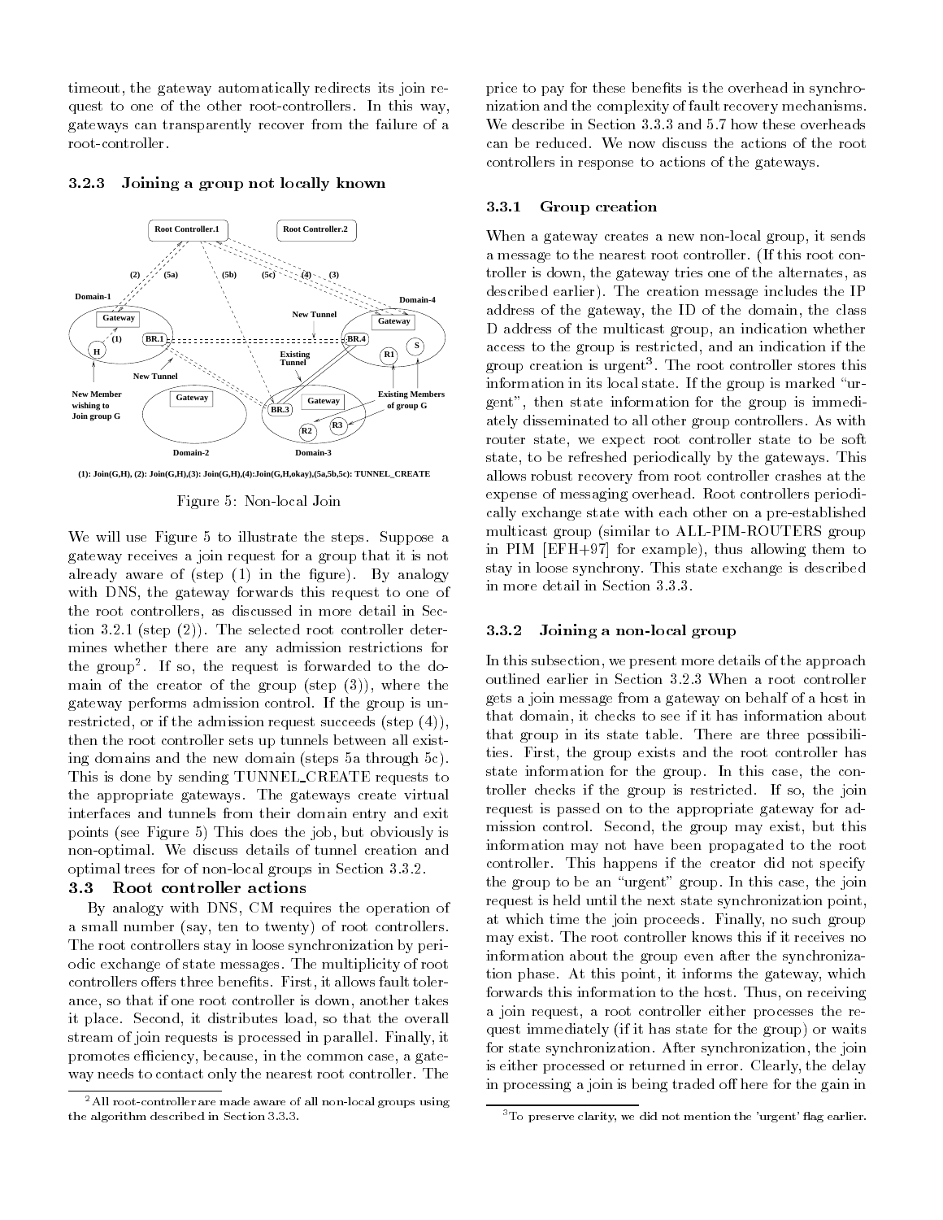timeout, the gateway automatically redirects its join request to one of the other root-controllers. In this way, gateways can transparently recover from the failure of a root-controller.

### 3.2.3 Joining a group not locally known

(1): Join(G,H), (2): Join(G,H),(3): Join(G,H),(4):Join(G,H,okay),(5a,5b,5c): TUNNEL_CREATE

Figure 5: Non-local Join

We will use Figure 5 to illustrate the steps. Suppose a gateway receives a join request for a group that it is not already aware of (step (1) in the figure). By analogy with DNS, the gateway forwards this request to one of the root controllers, as discussed in more detail in Section 3.2.1 (step (2)). The selected root controller determines whether there are any admission restrictions for the group[2]. If so, the request is forwarded to the domain of the creator of the group (step (3)), where the gateway performs admission control. If the group is unrestricted, or if the admission request succeeds (step (4)), then the root controller sets up tunnels between all existing domains and the new domain (steps 5a through 5c). This is done by sending TUNNEL_CREATE requests to the appropriate gateways. The gateways create virtual interfaces and tunnels from their domain entry and exit points (see Figure 5) This does the job, but obviously is non-optimal. We discuss details of tunnel creation and optimal trees for of non-local groups in Section 3.3.2.

## 3.3 Root controller actions

By analogy with DNS, CM requires the operation of a small number (say, ten to twenty) of root controllers. The root controllers stay in loose synchronization by periodic exchange of state messages. The multiplicity of root controllers offers three benefits. First, it allows fault tolerance, so that if one root controller is down, another takes it place. Second, it distributes load, so that the overall stream of join requests is processed in parallel. Finally, it promotes efficiency, because, in the common case, a gateway needs to contact only the nearest root controller. The price to pay for these benefits is the overhead in synchronization and the complexity of fault recovery mechanisms. We describe in Section 3.3.3 and 5.7 how these overheads can be reduced. We now discuss the actions of the root controllers in response to actions of the gateways.

### 3.3.1 Group creation

When a gateway creates a new non-local group, it sends a message to the nearest root controller. (If this root controller is down, the gateway tries one of the alternates, as described earlier). The creation message includes the IP address of the gateway, the ID of the domain, the class D address of the multicast group, an indication whether access to the group is restricted, and an indication if the group creation is urgent[3]. The root controller stores this information in its local state. If the group is marked "urgent", then state information for the group is immediately disseminated to all other group controllers. As with router state, we expect root controller state to be soft state, to be refreshed periodically by the gateways. This allows robust recovery from root controller crashes at the expense of messaging overhead. Root controllers periodically exchange state with each other on a pre-established multicast group (similar to ALL-PIM-ROUTERS group in PIM [EFH+97] for example), thus allowing them to stay in loose synchrony. This state exchange is described in more detail in Section 3.3.3.

### 3.3.2 Joining a non-local group

In this subsection, we present more details of the approach outlined earlier in Section 3.2.3 When a root controller gets a join message from a gateway on behalf of a host in that domain, it checks to see if it has information about that group in its state table. There are three possibilities. First, the group exists and the root controller has state information for the group. In this case, the controller checks if the group is restricted. If so, the join request is passed on to the appropriate gateway for admission control. Second, the group may exist, but this information may not have been propagated to the root controller. This happens if the creator did not specify the group to be an "urgent" group. In this case, the join request is held until the next state synchronization point, at which time the join proceeds. Finally, no such group may exist. The root controller knows this if it receives no information about the group even after the synchronization phase. At this point, it informs the gateway, which forwards this information to the host. Thus, on receiving a join request, a root controller either processes the request immediately (if it has state for the group) or waits for state synchronization. After synchronization, the join is either processed or returned in error. Clearly, the delay in processing a join is being traded off here for the gain in

[2] All root-controller are made aware of all non-local groups using the algorithm described in Section 3.3.3.

[3] To preserve clarity, we did not mention the 'urgent' flag earlier.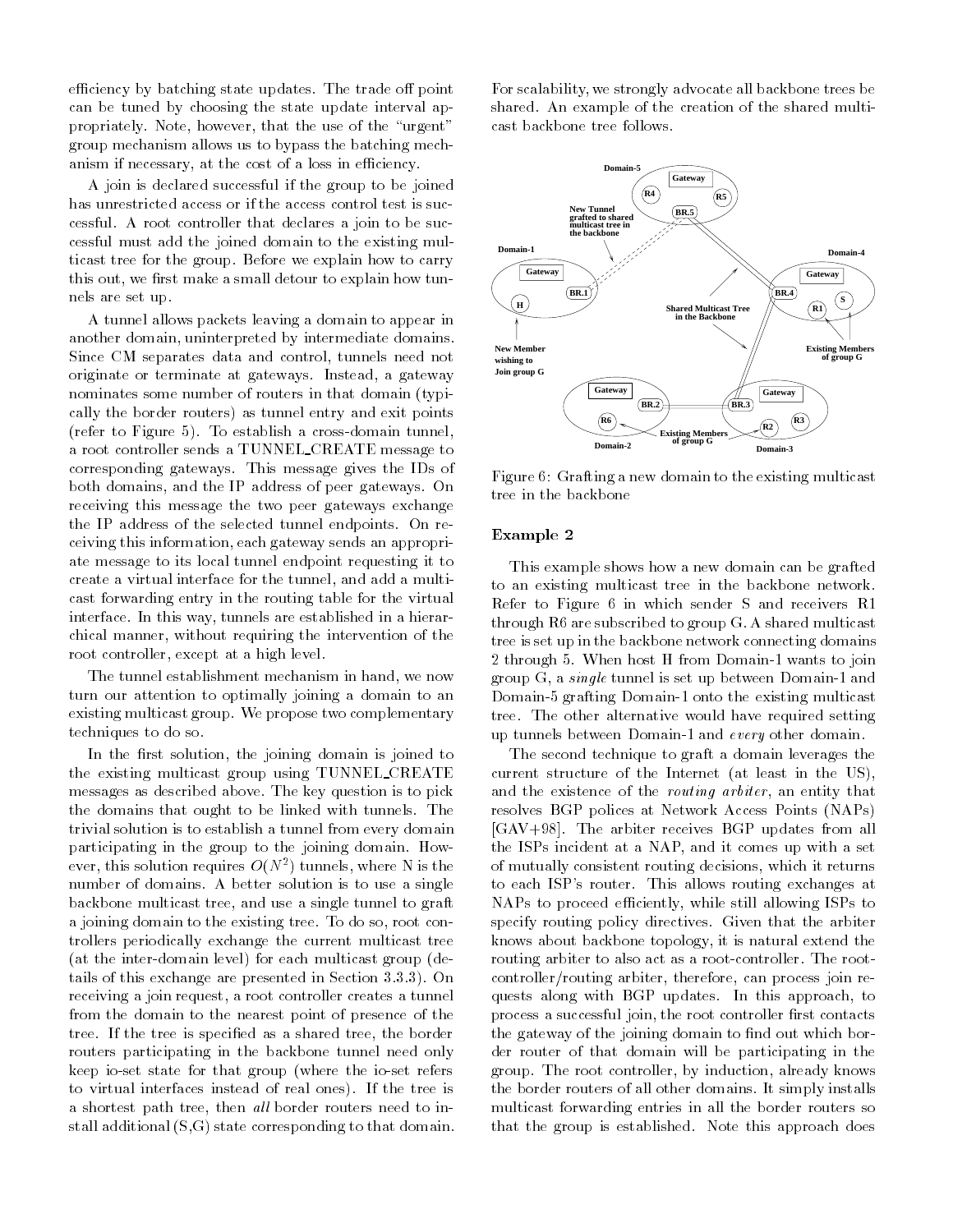efficiency by batching state updates. The trade off point can be tuned by choosing the state update interval appropriately. Note, however, that the use of the "urgent" group mechanism allows us to bypass the batching mechanism if necessary, at the cost of a loss in efficiency.

A join is declared successful if the group to be joined has unrestricted access or if the access control test is successful. A root controller that declares a join to be successful must add the joined domain to the existing multicast tree for the group. Before we explain how to carry this out, we first make a small detour to explain how tunnels are set up.

A tunnel allows packets leaving a domain to appear in another domain, uninterpreted by intermediate domains. Since CM separates data and control, tunnels need not originate or terminate at gateways. Instead, a gateway nominates some number of routers in that domain (typically the border routers) as tunnel entry and exit points (refer to Figure 5). To establish a cross-domain tunnel, a root controller sends a TUNNEL_CREATE message to corresponding gateways. This message gives the IDs of both domains, and the IP address of peer gateways. On receiving this message the two peer gateways exchange the IP address of the selected tunnel endpoints. On receiving this information, each gateway sends an appropriate message to its local tunnel endpoint requesting it to create a virtual interface for the tunnel, and add a multicast forwarding entry in the routing table for the virtual interface. In this way, tunnels are established in a hierarchical manner, without requiring the intervention of the root controller, except at a high level.

The tunnel establishment mechanism in hand, we now turn our attention to optimally joining a domain to an existing multicast group. We propose two complementary techniques to do so.

In the first solution, the joining domain is joined to the existing multicast group using TUNNEL_CREATE messages as described above. The key question is to pick the domains that ought to be linked with tunnels. The trivial solution is to establish a tunnel from every domain participating in the group to the joining domain. However, this solution requires $O(N^2)$ tunnels, where N is the number of domains. A better solution is to use a single backbone multicast tree, and use a single tunnel to graft a joining domain to the existing tree. To do so, root controllers periodically exchange the current multicast tree (at the inter-domain level) for each multicast group (details of this exchange are presented in Section 3.3.3). On receiving a join request, a root controller creates a tunnel from the domain to the nearest point of presence of the tree. If the tree is specified as a shared tree, the border routers participating in the backbone tunnel need only keep io-set state for that group (where the io-set refers to virtual interfaces instead of real ones). If the tree is a shortest path tree, then *all* border routers need to install additional (S,G) state corresponding to that domain. For scalability, we strongly advocate all backbone trees be shared. An example of the creation of the shared multicast backbone tree follows.

Figure 6: Grafting a new domain to the existing multicast tree in the backbone

**Example 2**

This example shows how a new domain can be grafted to an existing multicast tree in the backbone network. Refer to Figure 6 in which sender S and receivers R1 through R6 are subscribed to group G. A shared multicast tree is set up in the backbone network connecting domains 2 through 5. When host H from Domain-1 wants to join group G, a *single* tunnel is set up between Domain-1 and Domain-5 grafting Domain-1 onto the existing multicast tree. The other alternative would have required setting up tunnels between Domain-1 and *every* other domain.

The second technique to graft a domain leverages the current structure of the Internet (at least in the US), and the existence of the *routing arbiter*, an entity that resolves BGP polices at Network Access Points (NAPs) [GAV+98]. The arbiter receives BGP updates from all the ISPs incident at a NAP, and it comes up with a set of mutually consistent routing decisions, which it returns to each ISP's router. This allows routing exchanges at NAPs to proceed efficiently, while still allowing ISPs to specify routing policy directives. Given that the arbiter knows about backbone topology, it is natural extend the routing arbiter to also act as a root-controller. The root-controller/routing arbiter, therefore, can process join requests along with BGP updates. In this approach, to process a successful join, the root controller first contacts the gateway of the joining domain to find out which border router of that domain will be participating in the group. The root controller, by induction, already knows the border routers of all other domains. It simply installs multicast forwarding entries in all the border routers so that the group is established. Note this approach does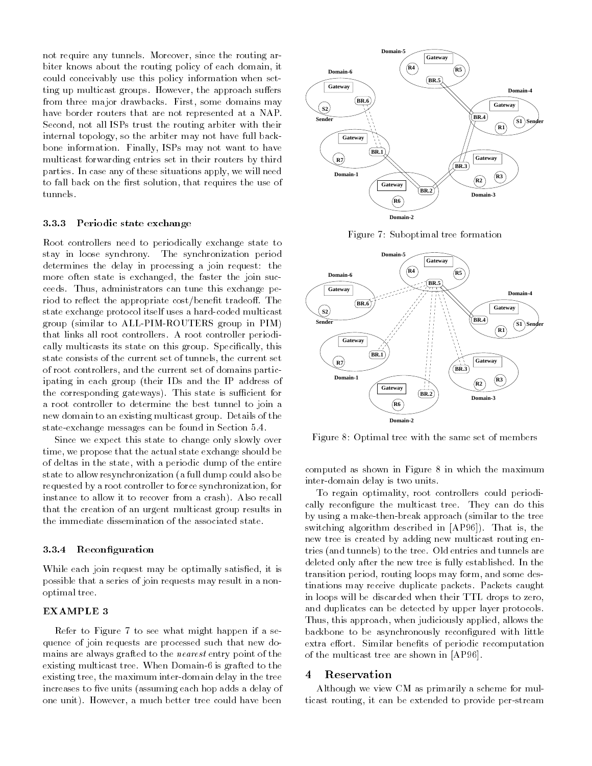not require any tunnels. Moreover, since the routing arbiter knows about the routing policy of each domain, it could conceivably use this policy information when setting up multicast groups. However, the approach suffers from three major drawbacks. First, some domains may have border routers that are not represented at a NAP. Second, not all ISPs trust the routing arbiter with their internal topology, so the arbiter may not have full backbone information. Finally, ISPs may not want to have multicast forwarding entries set in their routers by third parties. In case any of these situations apply, we will need to fall back on the first solution, that requires the use of tunnels.

### 3.3.3 Periodic state exchange

Root controllers need to periodically exchange state to stay in loose synchrony. The synchronization period determines the delay in processing a join request: the more often state is exchanged, the faster the join succeeds. Thus, administrators can tune this exchange period to reflect the appropriate cost/benefit tradeoff. The state exchange protocol itself uses a hard-coded multicast group (similar to ALL-PIM-ROUTERS group in PIM) that links all root controllers. A root controller periodically multicasts its state on this group. Specifically, this state consists of the current set of tunnels, the current set of root controllers, and the current set of domains participating in each group (their IDs and the IP address of the corresponding gateways). This state is sufficient for a root controller to determine the best tunnel to join a new domain to an existing multicast group. Details of the state-exchange messages can be found in Section 5.4.

Since we expect this state to change only slowly over time, we propose that the actual state exchange should be of deltas in the state, with a periodic dump of the entire state to allow resynchronization (a full dump could also be requested by a root controller to force synchronization, for instance to allow it to recover from a crash). Also recall that the creation of an urgent multicast group results in the immediate dissemination of the associated state.

### 3.3.4 Reconfiguration

While each join request may be optimally satisfied, it is possible that a series of join requests may result in a non-optimal tree.

**EXAMPLE 3**

Refer to Figure 7 to see what might happen if a sequence of join requests are processed such that new domains are always grafted to the *nearest* entry point of the existing multicast tree. When Domain-6 is grafted to the existing tree, the maximum inter-domain delay in the tree increases to five units (assuming each hop adds a delay of one unit). However, a much better tree could have been computed as shown in Figure 8 in which the maximum inter-domain delay is two units.

Figure 7: Suboptimal tree formation

Figure 8: Optimal tree with the same set of members

To regain optimality, root controllers could periodically reconfigure the multicast tree. They can do this by using a make-then-break approach (similar to the tree switching algorithm described in [AP96]). That is, the new tree is created by adding new multicast routing entries (and tunnels) to the tree. Old entries and tunnels are deleted only after the new tree is fully established. In the transition period, routing loops may form, and some destinations may receive duplicate packets. Packets caught in loops will be discarded when their TTL drops to zero, and duplicates can be detected by upper layer protocols. Thus, this approach, when judiciously applied, allows the backbone to be asynchronously reconfigured with little extra effort. Similar benefits of periodic recomputation of the multicast tree are shown in [AP96].

## 4 Reservation

Although we view CM as primarily a scheme for multicast routing, it can be extended to provide per-stream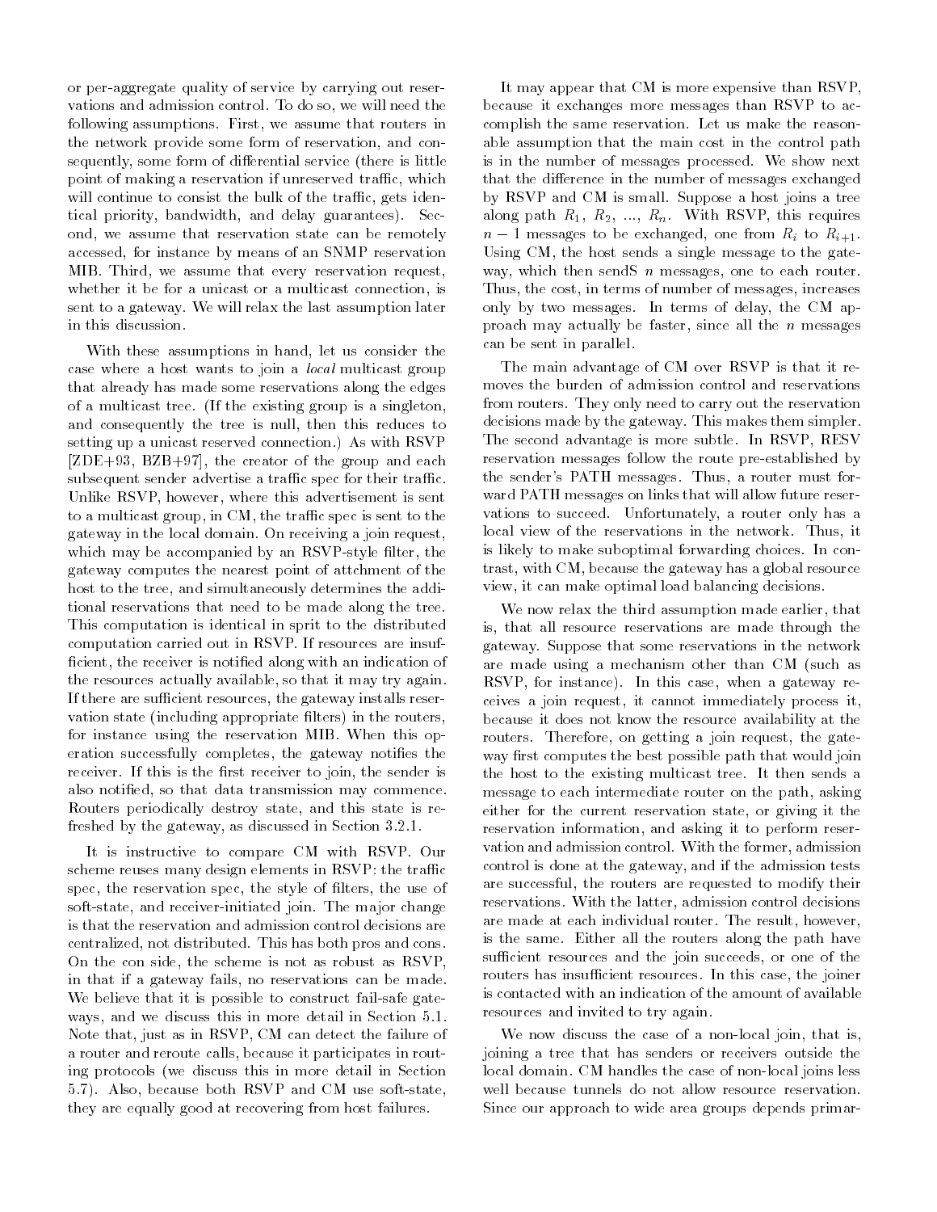or per-aggregate quality of service by carrying out reservations and admission control. To do so, we will need the following assumptions. First, we assume that routers in the network provide some form of reservation, and consequently, some form of differential service (there is little point of making a reservation if unreserved traffic, which will continue to consist the bulk of the traffic, gets identical priority, bandwidth, and delay guarantees). Second, we assume that reservation state can be remotely accessed, for instance by means of an SNMP reservation MIB. Third, we assume that every reservation request, whether it be for a unicast or a multicast connection, is sent to a gateway. We will relax the last assumption later in this discussion.

With these assumptions in hand, let us consider the case where a host wants to join a *local* multicast group that already has made some reservations along the edges of a multicast tree. (If the existing group is a singleton, and consequently the tree is null, then this reduces to setting up a unicast reserved connection.) As with RSVP [ZDE+93, BZB+97], the creator of the group and each subsequent sender advertise a traffic spec for their traffic. Unlike RSVP, however, where this advertisement is sent to a multicast group, in CM, the traffic spec is sent to the gateway in the local domain. On receiving a join request, which may be accompanied by an RSVP-style filter, the gateway computes the nearest point of attchment of the host to the tree, and simultaneously determines the additional reservations that need to be made along the tree. This computation is identical in sprit to the distributed computation carried out in RSVP. If resources are insufficient, the receiver is notified along with an indication of the resources actually available, so that it may try again. If there are sufficient resources, the gateway installs reservation state (including appropriate filters) in the routers, for instance using the reservation MIB. When this operation successfully completes, the gateway notifies the receiver. If this is the first receiver to join, the sender is also notified, so that data transmission may commence. Routers periodically destroy state, and this state is refreshed by the gateway, as discussed in Section 3.2.1.

It is instructive to compare CM with RSVP. Our scheme reuses many design elements in RSVP: the traffic spec, the reservation spec, the style of filters, the use of soft-state, and receiver-initiated join. The major change is that the reservation and admission control decisions are centralized, not distributed. This has both pros and cons. On the con side, the scheme is not as robust as RSVP, in that if a gateway fails, no reservations can be made. We believe that it is possible to construct fail-safe gateways, and we discuss this in more detail in Section 5.1. Note that, just as in RSVP, CM can detect the failure of a router and reroute calls, because it participates in routing protocols (we discuss this in more detail in Section 5.7). Also, because both RSVP and CM use soft-state, they are equally good at recovering from host failures.

It may appear that CM is more expensive than RSVP, because it exchanges more messages than RSVP to accomplish the same reservation. Let us make the reasonable assumption that the main cost in the control path is in the number of messages processed. We show next that the difference in the number of messages exchanged by RSVP and CM is small. Suppose a host joins a tree along path $R_1$, $R_2$, ..., $R_n$. With RSVP, this requires $n-1$ messages to be exchanged, one from $R_i$ to $R_{i+1}$. Using CM, the host sends a single message to the gateway, which then sendS $n$ messages, one to each router. Thus, the cost, in terms of number of messages, increases only by two messages. In terms of delay, the CM approach may actually be faster, since all the $n$ messages can be sent in parallel.

The main advantage of CM over RSVP is that it removes the burden of admission control and reservations from routers. They only need to carry out the reservation decisions made by the gateway. This makes them simpler. The second advantage is more subtle. In RSVP, RESV reservation messages follow the route pre-established by the sender's PATH messages. Thus, a router must forward PATH messages on links that will allow future reservations to succeed. Unfortunately, a router only has a local view of the reservations in the network. Thus, it is likely to make suboptimal forwarding choices. In contrast, with CM, because the gateway has a global resource view, it can make optimal load balancing decisions.

We now relax the third assumption made earlier, that is, that all resource reservations are made through the gateway. Suppose that some reservations in the network are made using a mechanism other than CM (such as RSVP, for instance). In this case, when a gateway receives a join request, it cannot immediately process it, because it does not know the resource availability at the routers. Therefore, on getting a join request, the gateway first computes the best possible path that would join the host to the existing multicast tree. It then sends a message to each intermediate router on the path, asking either for the current reservation state, or giving it the reservation information, and asking it to perform reservation and admission control. With the former, admission control is done at the gateway, and if the admission tests are successful, the routers are requested to modify their reservations. With the latter, admission control decisions are made at each individual router. The result, however, is the same. Either all the routers along the path have sufficient resources and the join succeeds, or one of the routers has insufficient resources. In this case, the joiner is contacted with an indication of the amount of available resources and invited to try again.

We now discuss the case of a non-local join, that is, joining a tree that has senders or receivers outside the local domain. CM handles the case of non-local joins less well because tunnels do not allow resource reservation. Since our approach to wide area groups depends primar-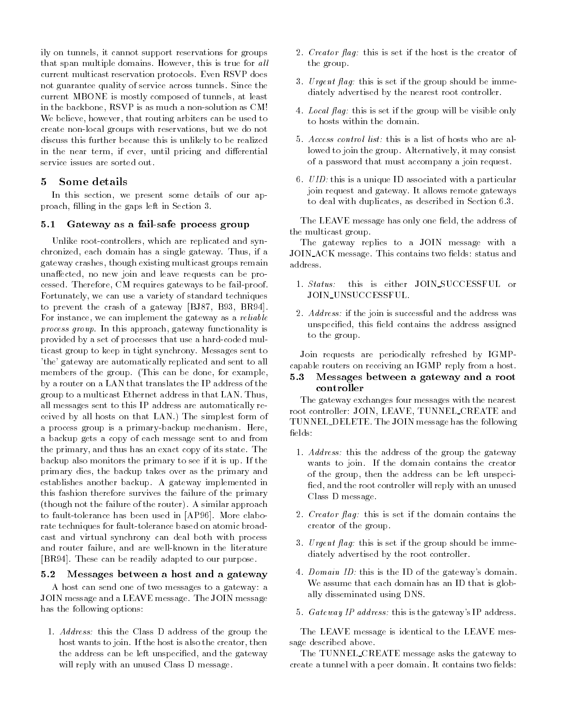ily on tunnels, it cannot support reservations for groups that span multiple domains. However, this is true for *all* current multicast reservation protocols. Even RSVP does not guarantee quality of service across tunnels. Since the current MBONE is mostly composed of tunnels, at least in the backbone, RSVP is as much a non-solution as CM! We believe, however, that routing arbiters can be used to create non-local groups with reservations, but we do not discuss this further because this is unlikely to be realized in the near term, if ever, until pricing and differential service issues are sorted out.

## 5 Some details

In this section, we present some details of our approach, filling in the gaps left in Section 3.

### 5.1 Gateway as a fail-safe process group

Unlike root-controllers, which are replicated and synchronized, each domain has a single gateway. Thus, if a gateway crashes, though existing multicast groups remain unaffected, no new join and leave requests can be processed. Therefore, CM requires gateways to be fail-proof. Fortunately, we can use a variety of standard techniques to prevent the crash of a gateway [BJ87, B93, BR94]. For instance, we can implement the gateway as a *reliable process group*. In this approach, gateway functionality is provided by a set of processes that use a hard-coded multicast group to keep in tight synchrony. Messages sent to 'the' gateway are automatically replicated and sent to all members of the group. (This can be done, for example, by a router on a LAN that translates the IP address of the group to a multicast Ethernet address in that LAN. Thus, all messages sent to this IP address are automatically received by all hosts on that LAN.) The simplest form of a process group is a primary-backup mechanism. Here, a backup gets a copy of each message sent to and from the primary, and thus has an exact copy of its state. The backup also monitors the primary to see if it is up. If the primary dies, the backup takes over as the primary and establishes another backup. A gateway implemented in this fashion therefore survives the failure of the primary (though not the failure of the router). A similar approach to fault-tolerance has been used in [AP96]. More elaborate techniques for fault-tolerance based on atomic broadcast and virtual synchrony can deal both with process and router failure, and are well-known in the literature [BR94]. These can be readily adapted to our purpose.

### 5.2 Messages between a host and a gateway

A host can send one of two messages to a gateway: a JOIN message and a LEAVE message. The JOIN message has the following options:

1. *Address:* this the Class D address of the group the host wants to join. If the host is also the creator, then the address can be left unspecified, and the gateway will reply with an unused Class D message.
2. *Creator flag:* this is set if the host is the creator of the group.
3. *Urgent flag:* this is set if the group should be immediately advertised by the nearest root controller.
4. *Local flag:* this is set if the group will be visible only to hosts within the domain.
5. *Access control list:* this is a list of hosts who are allowed to join the group. Alternatively, it may consist of a password that must accompany a join request.
6. *UID:* this is a unique ID associated with a particular join request and gateway. It allows remote gateways to deal with duplicates, as described in Section 6.3.

The LEAVE message has only one field, the address of the multicast group.

The gateway replies to a JOIN message with a JOIN_ACK message. This contains two fields: status and address.

1. *Status:* this is either JOIN_SUCCESSFUL or JOIN_UNSUCCESSFUL.
2. *Address:* if the join is successful and the address was unspecified, this field contains the address assigned to the group.

Join requests are periodically refreshed by IGMP-capable routers on receiving an IGMP reply from a host.

### 5.3 Messages between a gateway and a root controller

The gateway exchanges four messages with the nearest root controller: JOIN, LEAVE, TUNNEL_CREATE and TUNNEL_DELETE. The JOIN message has the following fields:

1. *Address:* this the address of the group the gateway wants to join. If the domain contains the creator of the group, then the address can be left unspecified, and the root controller will reply with an unused Class D message.
2. *Creator flag:* this is set if the domain contains the creator of the group.
3. *Urgent flag:* this is set if the group should be immediately advertised by the root controller.
4. *Domain ID:* this is the ID of the gateway's domain. We assume that each domain has an ID that is globally disseminated using DNS.
5. *Gateway IP address:* this is the gateway's IP address.

The LEAVE message is identical to the LEAVE message described above.

The TUNNEL_CREATE message asks the gateway to create a tunnel with a peer domain. It contains two fields: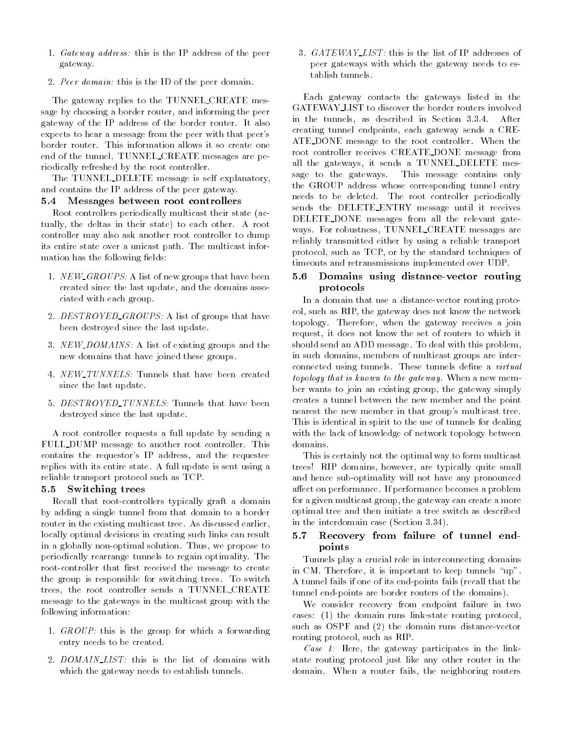1. *Gateway address:* this is the IP address of the peer gateway.

2. *Peer domain:* this is the ID of the peer domain.

The gateway replies to the TUNNEL_CREATE message by choosing a border router, and informing the peer gateway of the IP address of the border router. It also expects to hear a message from the peer with that peer's border router. This information allows it so create one end of the tunnel. TUNNEL_CREATE messages are periodically refreshed by the root controller.

The TUNNEL_DELETE message is self explanatory, and contains the IP address of the peer gateway.

### 5.4 Messages between root controllers

Root controllers periodically multicast their state (actually, the deltas in their state) to each other. A root controller may also ask another root controller to dump its entire state over a unicast path. The multicast information has the following fields:

1. *NEW_GROUPS:* A list of new groups that have been created since the last update, and the domains associated with each group.

2. *DESTROYED_GROUPS:* A list of groups that have been destroyed since the last update.

3. *NEW_DOMAINS:* A list of existing groups and the new domains that have joined these groups.

4. *NEW_TUNNELS:* Tunnels that have been created since the last update.

5. *DESTROYED_TUNNELS:* Tunnels that have been destroyed since the last update.

A root controller requests a full update by sending a FULL_DUMP message to another root controller. This contains the requestor's IP address, and the requestee replies with its entire state. A full update is sent using a reliable transport protocol such as TCP.

### 5.5 Switching trees

Recall that root-controllers typically graft a domain by adding a single tunnel from that domain to a border router in the existing multicast tree. As discussed earlier, locally optimal decisions in creating such links can result in a globally non-optimal solution. Thus, we propose to periodically rearrange tunnels to regain optimality. The root-controller that first received the message to create the group is responsible for switching trees. To switch trees, the root controller sends a TUNNEL_CREATE message to the gateways in the multicast group with the following information:

1. *GROUP:* this is the group for which a forwarding entry needs to be created.

2. *DOMAIN_LIST:* this is the list of domains with which the gateway needs to establish tunnels.

3. *GATEWAY_LIST:* this is the list of IP addresses of peer gateways with which the gateway needs to establish tunnels.

Each gateway contacts the gateways listed in the GATEWAY_LIST to discover the border routers involved in the tunnels, as described in Section 3.3.4. After creating tunnel endpoints, each gateway sends a CREATE_DONE message to the root controller. When the root controller receives CREATE_DONE message from all the gateways, it sends a TUNNEL_DELETE message to the gateways. This message contains only the GROUP address whose corresponding tunnel entry needs to be deleted. The root controller periodically sends the DELETE_ENTRY message until it receives DELETE_DONE messages from all the relevant gateways. For robustness, TUNNEL_CREATE messages are reliably transmitted either by using a reliable transport protocol, such as TCP, or by the standard techniques of timeouts and retransmissions implemented over UDP.

### 5.6 Domains using distance-vector routing protocols

In a domain that use a distance-vector routing protocol, such as RIP, the gateway does not know the network topology. Therefore, when the gateway receives a join request, it does not know the set of routers to which it should send an ADD message. To deal with this problem, in such domains, members of multicast groups are interconnected using tunnels. These tunnels define a *virtual topology that is known to the gateway.* When a new member wants to join an existing group, the gateway simply creates a tunnel between the new member and the point nearest the new member in that group's multicast tree. This is identical in spirit to the use of tunnels for dealing with the lack of knowledge of network topology between domains.

This is certainly not the optimal way to form multicast trees! RIP domains, however, are typically quite small and hence sub-optimality will not have any pronounced affect on performance. If performance becomes a problem for a given multicast group, the gateway can create a more optimal tree and then initiate a tree switch as described in the interdomain case (Section 3.34).

### 5.7 Recovery from failure of tunnel endpoints

Tunnels play a crucial role in interconnecting domains in CM. Therefore, it is important to keep tunnels "up". A tunnel fails if one of its end-points fails (recall that the tunnel end-points are border routers of the domains).

We consider recovery from endpoint failure in two cases: (1) the domain runs link-state routing protocol, such as OSPF and (2) the domain runs distance-vector routing protocol, such as RIP.

*Case 1:* Here, the gateway participates in the link-state routing protocol just like any other router in the domain. When a router fails, the neighboring routers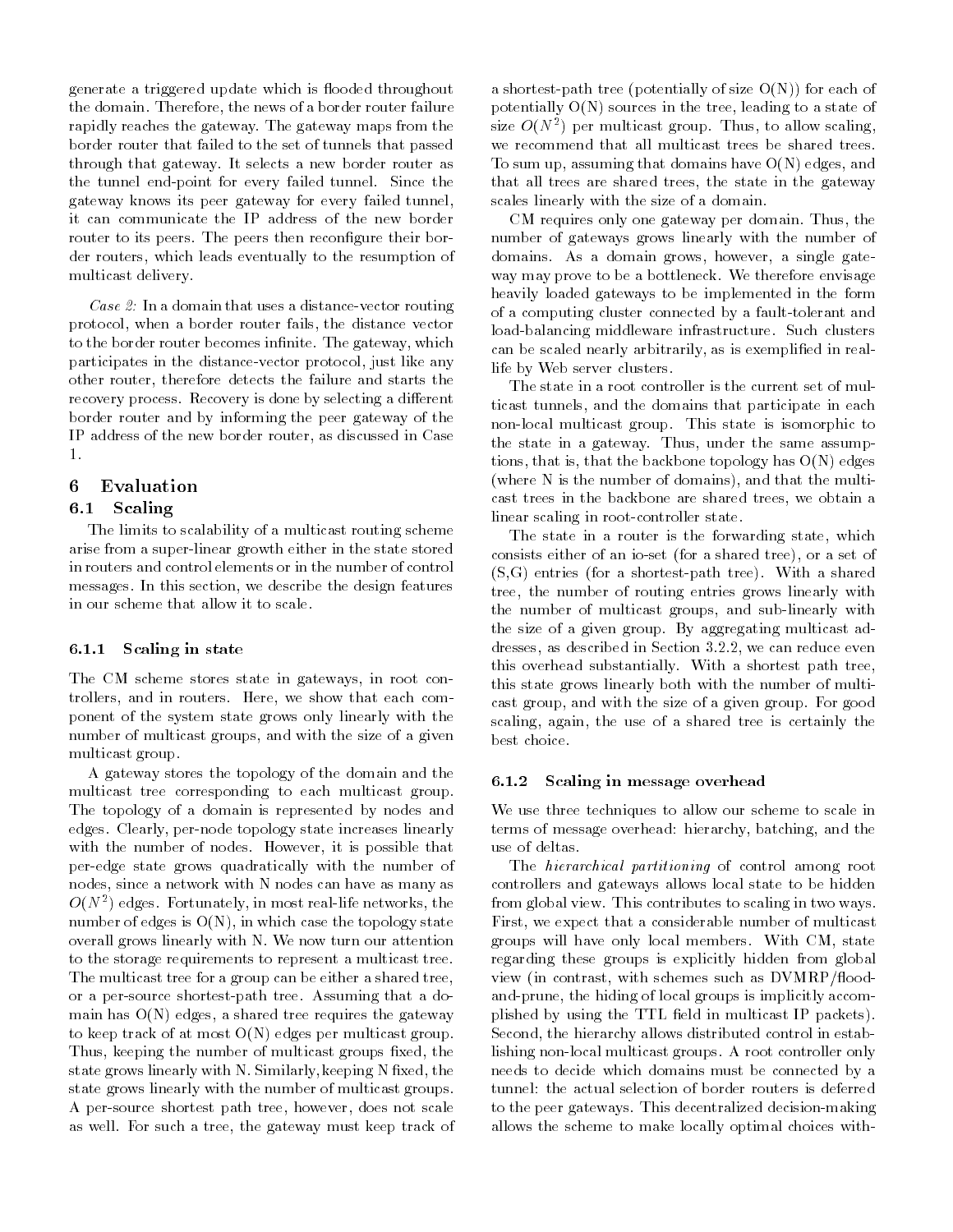generate a triggered update which is flooded throughout the domain. Therefore, the news of a border router failure rapidly reaches the gateway. The gateway maps from the border router that failed to the set of tunnels that passed through that gateway. It selects a new border router as the tunnel end-point for every failed tunnel. Since the gateway knows its peer gateway for every failed tunnel, it can communicate the IP address of the new border router to its peers. The peers then reconfigure their border routers, which leads eventually to the resumption of multicast delivery.

*Case 2:* In a domain that uses a distance-vector routing protocol, when a border router fails, the distance vector to the border router becomes infinite. The gateway, which participates in the distance-vector protocol, just like any other router, therefore detects the failure and starts the recovery process. Recovery is done by selecting a different border router and by informing the peer gateway of the IP address of the new border router, as discussed in Case 1.

# 6 Evaluation

## 6.1 Scaling

The limits to scalability of a multicast routing scheme arise from a super-linear growth either in the state stored in routers and control elements or in the number of control messages. In this section, we describe the design features in our scheme that allow it to scale.

### 6.1.1 Scaling in state

The CM scheme stores state in gateways, in root controllers, and in routers. Here, we show that each component of the system state grows only linearly with the number of multicast groups, and with the size of a given multicast group.

A gateway stores the topology of the domain and the multicast tree corresponding to each multicast group. The topology of a domain is represented by nodes and edges. Clearly, per-node topology state increases linearly with the number of nodes. However, it is possible that per-edge state grows quadratically with the number of nodes, since a network with N nodes can have as many as $O(N^2)$ edges. Fortunately, in most real-life networks, the number of edges is O(N), in which case the topology state overall grows linearly with N. We now turn our attention to the storage requirements to represent a multicast tree. The multicast tree for a group can be either a shared tree, or a per-source shortest-path tree. Assuming that a domain has O(N) edges, a shared tree requires the gateway to keep track of at most O(N) edges per multicast group. Thus, keeping the number of multicast groups fixed, the state grows linearly with N. Similarly, keeping N fixed, the state grows linearly with the number of multicast groups. A per-source shortest path tree, however, does not scale as well. For such a tree, the gateway must keep track of a shortest-path tree (potentially of size O(N)) for each of potentially O(N) sources in the tree, leading to a state of size $O(N^2)$ per multicast group. Thus, to allow scaling, we recommend that all multicast trees be shared trees. To sum up, assuming that domains have O(N) edges, and that all trees are shared trees, the state in the gateway scales linearly with the size of a domain.

CM requires only one gateway per domain. Thus, the number of gateways grows linearly with the number of domains. As a domain grows, however, a single gateway may prove to be a bottleneck. We therefore envisage heavily loaded gateways to be implemented in the form of a computing cluster connected by a fault-tolerant and load-balancing middleware infrastructure. Such clusters can be scaled nearly arbitrarily, as is exemplified in real-life by Web server clusters.

The state in a root controller is the current set of multicast tunnels, and the domains that participate in each non-local multicast group. This state is isomorphic to the state in a gateway. Thus, under the same assumptions, that is, that the backbone topology has O(N) edges (where N is the number of domains), and that the multicast trees in the backbone are shared trees, we obtain a linear scaling in root-controller state.

The state in a router is the forwarding state, which consists either of an io-set (for a shared tree), or a set of (S,G) entries (for a shortest-path tree). With a shared tree, the number of routing entries grows linearly with the number of multicast groups, and sub-linearly with the size of a given group. By aggregating multicast addresses, as described in Section 3.2.2, we can reduce even this overhead substantially. With a shortest path tree, this state grows linearly both with the number of multicast group, and with the size of a given group. For good scaling, again, the use of a shared tree is certainly the best choice.

### 6.1.2 Scaling in message overhead

We use three techniques to allow our scheme to scale in terms of message overhead: hierarchy, batching, and the use of deltas.

The *hierarchical partitioning* of control among root controllers and gateways allows local state to be hidden from global view. This contributes to scaling in two ways. First, we expect that a considerable number of multicast groups will have only local members. With CM, state regarding these groups is explicitly hidden from global view (in contrast, with schemes such as DVMRP/flood-and-prune, the hiding of local groups is implicitly accomplished by using the TTL field in multicast IP packets). Second, the hierarchy allows distributed control in establishing non-local multicast groups. A root controller only needs to decide which domains must be connected by a tunnel: the actual selection of border routers is deferred to the peer gateways. This decentralized decision-making allows the scheme to make locally optimal choices with-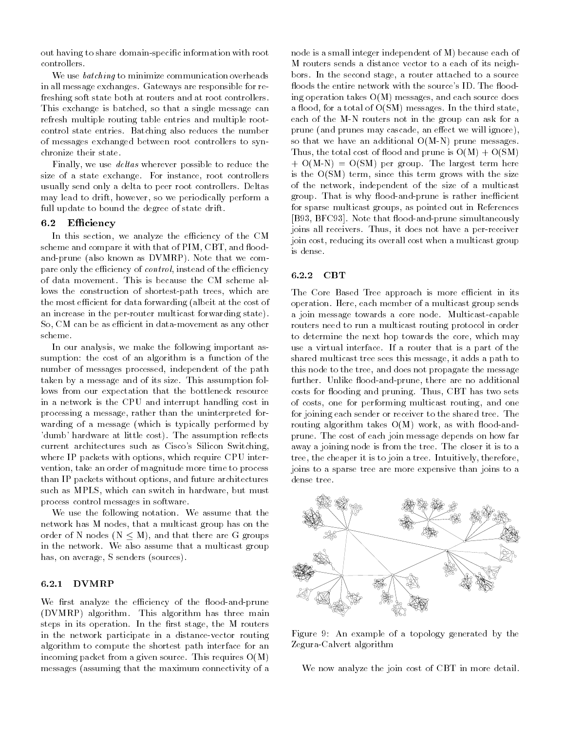out having to share domain-specific information with root controllers.

We use *batching* to minimize communication overheads in all message exchanges. Gateways are responsible for refreshing soft state both at routers and at root controllers. This exchange is batched, so that a single message can refresh multiple routing table entries and multiple root-control state entries. Batching also reduces the number of messages exchanged between root controllers to synchronize their state.

Finally, we use *deltas* wherever possible to reduce the size of a state exchange. For instance, root controllers usually send only a delta to peer root controllers. Deltas may lead to drift, however, so we periodically perform a full update to bound the degree of state drift.

## 6.2 Efficiency

In this section, we analyze the efficiency of the CM scheme and compare it with that of PIM, CBT, and flood-and-prune (also known as DVMRP). Note that we compare only the efficiency of *control*, instead of the efficiency of data movement. This is because the CM scheme allows the construction of shortest-path trees, which are the most efficient for data forwarding (albeit at the cost of an increase in the per-router multicast forwarding state). So, CM can be as efficient in data-movement as any other scheme.

In our analysis, we make the following important assumption: the cost of an algorithm is a function of the number of messages processed, independent of the path taken by a message and of its size. This assumption follows from our expectation that the bottleneck resource in a network is the CPU and interrupt handling cost in processing a message, rather than the uninterpreted forwarding of a message (which is typically performed by 'dumb' hardware at little cost). The assumption reflects current architectures such as Cisco's Silicon Switching, where IP packets with options, which require CPU intervention, take an order of magnitude more time to process than IP packets without options, and future architectures such as MPLS, which can switch in hardware, but must process control messages in software.

We use the following notation. We assume that the network has M nodes, that a multicast group has on the order of N nodes ($N \leq M$), and that there are G groups in the network. We also assume that a multicast group has, on average, S senders (sources).

### 6.2.1 DVMRP

We first analyze the efficiency of the flood-and-prune (DVMRP) algorithm. This algorithm has three main steps in its operation. In the first stage, the M routers in the network participate in a distance-vector routing algorithm to compute the shortest path interface for an incoming packet from a given source. This requires O(M) messages (assuming that the maximum connectivity of a node is a small integer independent of M) because each of M routers sends a distance vector to a each of its neighbors. In the second stage, a router attached to a source floods the entire network with the source's ID. The flooding operation takes O(M) messages, and each source does a flood, for a total of O(SM) messages. In the third state, each of the M-N routers not in the group can ask for a prune (and prunes may cascade, an effect we will ignore), so that we have an additional O(M-N) prune messages. Thus, the total cost of flood and prune is O(M) + O(SM) + O(M-N) = O(SM) per group. The largest term here is the O(SM) term, since this term grows with the size of the network, independent of the size of a multicast group. That is why flood-and-prune is rather inefficient for sparse multicast groups, as pointed out in References [B93, BFC93]. Note that flood-and-prune simultaneously joins all receivers. Thus, it does not have a per-receiver join cost, reducing its overall cost when a multicast group is dense.

### 6.2.2 CBT

The Core Based Tree approach is more efficient in its operation. Here, each member of a multicast group sends a join message towards a core node. Multicast-capable routers need to run a multicast routing protocol in order to determine the next hop towards the core, which may use a virtual interface. If a router that is a part of the shared multicast tree sees this message, it adds a path to this node to the tree, and does not propagate the message further. Unlike flood-and-prune, there are no additional costs for flooding and pruning. Thus, CBT has two sets of costs, one for performing multicast routing, and one for joining each sender or receiver to the shared tree. The routing algorithm takes O(M) work, as with flood-and-prune. The cost of each join message depends on how far away a joining node is from the tree. The closer it is to a tree, the cheaper it is to join a tree. Intuitively, therefore, joins to a sparse tree are more expensive than joins to a dense tree.

Figure 9: An example of a topology generated by the Zegura-Calvert algorithm

We now analyze the join cost of CBT in more detail.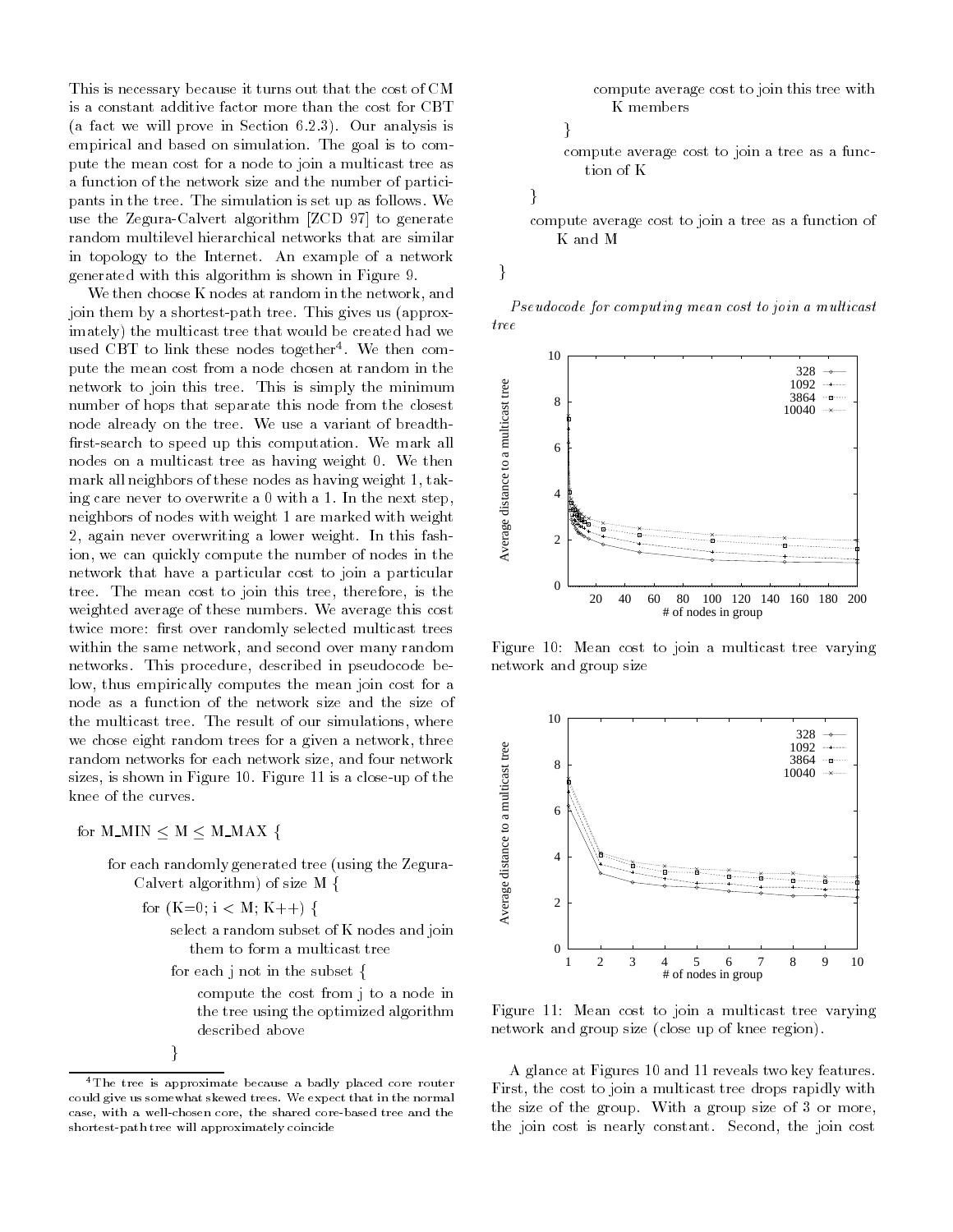This is necessary because it turns out that the cost of CM is a constant additive factor more than the cost for CBT (a fact we will prove in Section 6.2.3). Our analysis is empirical and based on simulation. The goal is to compute the mean cost for a node to join a multicast tree as a function of the network size and the number of participants in the tree. The simulation is set up as follows. We use the Zegura-Calvert algorithm [ZCD 97] to generate random multilevel hierarchical networks that are similar in topology to the Internet. An example of a network generated with this algorithm is shown in Figure 9.

We then choose K nodes at random in the network, and join them by a shortest-path tree. This gives us (approximately) the multicast tree that would be created had we used CBT to link these nodes together[4]. We then compute the mean cost from a node chosen at random in the network to join this tree. This is simply the minimum number of hops that separate this node from the closest node already on the tree. We use a variant of breadth-first-search to speed up this computation. We mark all nodes on a multicast tree as having weight 0. We then mark all neighbors of these nodes as having weight 1, taking care never to overwrite a 0 with a 1. In the next step, neighbors of nodes with weight 1 are marked with weight 2, again never overwriting a lower weight. In this fashion, we can quickly compute the number of nodes in the network that have a particular cost to join a particular tree. The mean cost to join this tree, therefore, is the weighted average of these numbers. We average this cost twice more: first over randomly selected multicast trees within the same network, and second over many random networks. This procedure, described in pseudocode below, thus empirically computes the mean join cost for a node as a function of the network size and the size of the multicast tree. The result of our simulations, where we chose eight random trees for a given a network, three random networks for each network size, and four network sizes, is shown in Figure 10. Figure 11 is a close-up of the knee of the curves.

```
for M_MIN ≤ M ≤ M_MAX {
    for each randomly generated tree (using the Zegura-Calvert algorithm) of size M {
        for (K=0; i < M; K++) {
            select a random subset of K nodes and join them to form a multicast tree
            for each j not in the subset {
                compute the cost from j to a node in the tree using the optimized algorithm described above
            }
            compute average cost to join this tree with K members
        }
        compute average cost to join a tree as a function of K
    }
    compute average cost to join a tree as a function of K and M
}
```

*Pseudocode for computing mean cost to join a multicast tree*

Figure 10: Mean cost to join a multicast tree varying network and group size

Figure 11: Mean cost to join a multicast tree varying network and group size (close up of knee region).

A glance at Figures 10 and 11 reveals two key features. First, the cost to join a multicast tree drops rapidly with the size of the group. With a group size of 3 or more, the join cost is nearly constant. Second, the join cost

[4] The tree is approximate because a badly placed core router could give us somewhat skewed trees. We expect that in the normal case, with a well-chosen core, the shared core-based tree and the shortest-path tree will approximately coincide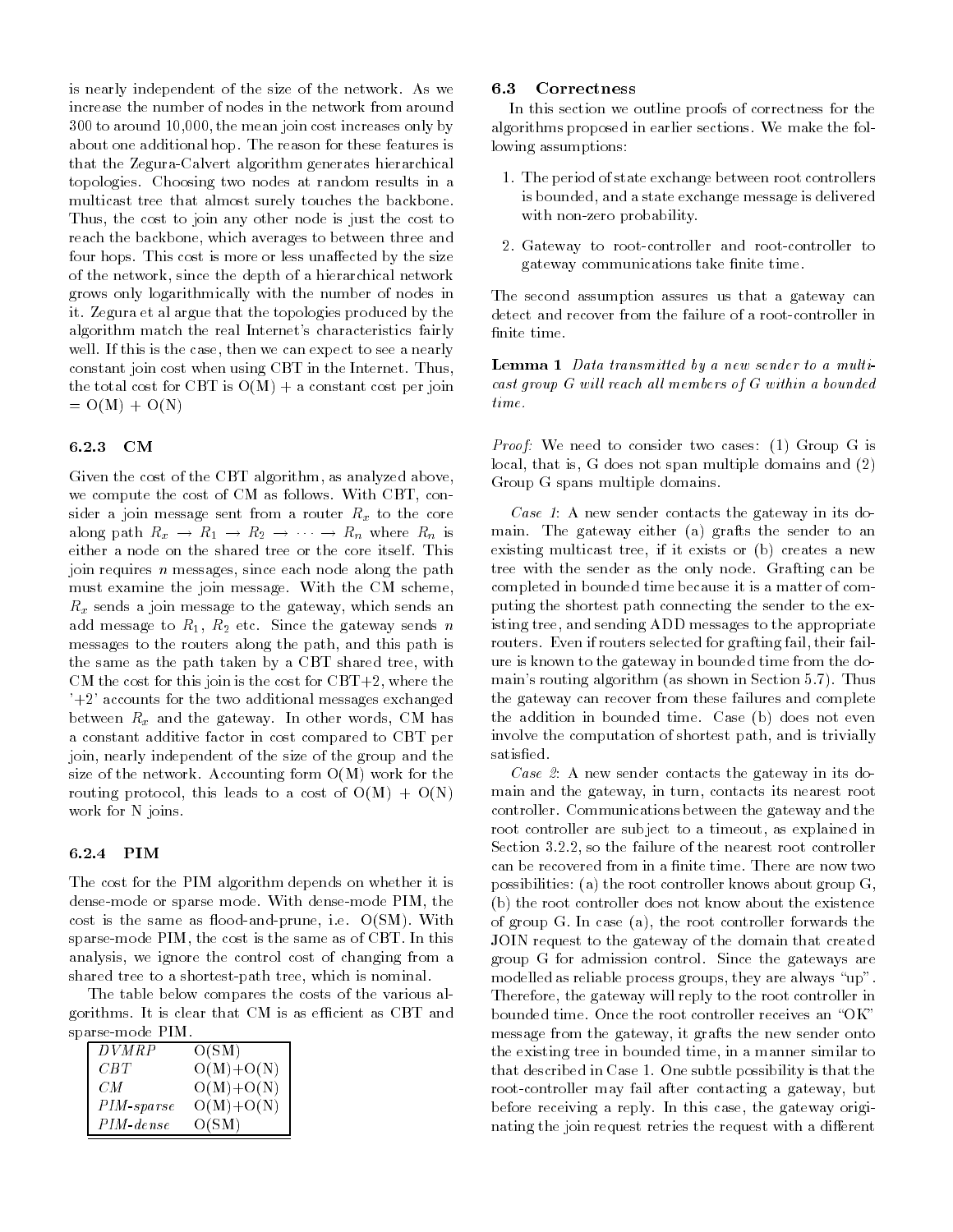is nearly independent of the size of the network. As we increase the number of nodes in the network from around 300 to around 10,000, the mean join cost increases only by about one additional hop. The reason for these features is that the Zegura-Calvert algorithm generates hierarchical topologies. Choosing two nodes at random results in a multicast tree that almost surely touches the backbone. Thus, the cost to join any other node is just the cost to reach the backbone, which averages to between three and four hops. This cost is more or less unaffected by the size of the network, since the depth of a hierarchical network grows only logarithmically with the number of nodes in it. Zegura et al argue that the topologies produced by the algorithm match the real Internet's characteristics fairly well. If this is the case, then we can expect to see a nearly constant join cost when using CBT in the Internet. Thus, the total cost for CBT is O(M) + a constant cost per join = O(M) + O(N)

#### 6.2.3 CM

Given the cost of the CBT algorithm, as analyzed above, we compute the cost of CM as follows. With CBT, consider a join message sent from a router $R_x$ to the core along path $R_x \rightarrow R_1 \rightarrow R_2 \rightarrow \cdots \rightarrow R_n$ where $R_n$ is either a node on the shared tree or the core itself. This join requires $n$ messages, since each node along the path must examine the join message. With the CM scheme, $R_x$ sends a join message to the gateway, which sends an add message to $R_1$, $R_2$ etc. Since the gateway sends $n$ messages to the routers along the path, and this path is the same as the path taken by a CBT shared tree, with CM the cost for this join is the cost for CBT+2, where the '+2' accounts for the two additional messages exchanged between $R_x$ and the gateway. In other words, CM has a constant additive factor in cost compared to CBT per join, nearly independent of the size of the group and the size of the network. Accounting form O(M) work for the routing protocol, this leads to a cost of O(M) + O(N) work for N joins.

#### 6.2.4 PIM

The cost for the PIM algorithm depends on whether it is dense-mode or sparse mode. With dense-mode PIM, the cost is the same as flood-and-prune, i.e. O(SM). With sparse-mode PIM, the cost is the same as of CBT. In this analysis, we ignore the control cost of changing from a shared tree to a shortest-path tree, which is nominal.

The table below compares the costs of the various algorithms. It is clear that CM is as efficient as CBT and sparse-mode PIM.

| | |
|---|---|
| *DVMRP* | O(SM) |
| *CBT* | O(M)+O(N) |
| *CM* | O(M)+O(N) |
| *PIM-sparse* | O(M)+O(N) |
| *PIM-dense* | O(SM) |

### 6.3 Correctness

In this section we outline proofs of correctness for the algorithms proposed in earlier sections. We make the following assumptions:

1. The period of state exchange between root controllers is bounded, and a state exchange message is delivered with non-zero probability.
2. Gateway to root-controller and root-controller to gateway communications take finite time.

The second assumption assures us that a gateway can detect and recover from the failure of a root-controller in finite time.

**Lemma 1** *Data transmitted by a new sender to a multicast group G will reach all members of G within a bounded time.*

*Proof:* We need to consider two cases: (1) Group G is local, that is, G does not span multiple domains and (2) Group G spans multiple domains.

*Case 1*: A new sender contacts the gateway in its domain. The gateway either (a) grafts the sender to an existing multicast tree, if it exists or (b) creates a new tree with the sender as the only node. Grafting can be completed in bounded time because it is a matter of computing the shortest path connecting the sender to the existing tree, and sending ADD messages to the appropriate routers. Even if routers selected for grafting fail, their failure is known to the gateway in bounded time from the domain's routing algorithm (as shown in Section 5.7). Thus the gateway can recover from these failures and complete the addition in bounded time. Case (b) does not even involve the computation of shortest path, and is trivially satisfied.

*Case 2*: A new sender contacts the gateway in its domain and the gateway, in turn, contacts its nearest root controller. Communications between the gateway and the root controller are subject to a timeout, as explained in Section 3.2.2, so the failure of the nearest root controller can be recovered from in a finite time. There are now two possibilities: (a) the root controller knows about group G, (b) the root controller does not know about the existence of group G. In case (a), the root controller forwards the JOIN request to the gateway of the domain that created group G for admission control. Since the gateways are modelled as reliable process groups, they are always "up". Therefore, the gateway will reply to the root controller in bounded time. Once the root controller receives an "OK" message from the gateway, it grafts the new sender onto the existing tree in bounded time, in a manner similar to that described in Case 1. One subtle possibility is that the root-controller may fail after contacting a gateway, but before receiving a reply. In this case, the gateway originating the join request retries the request with a different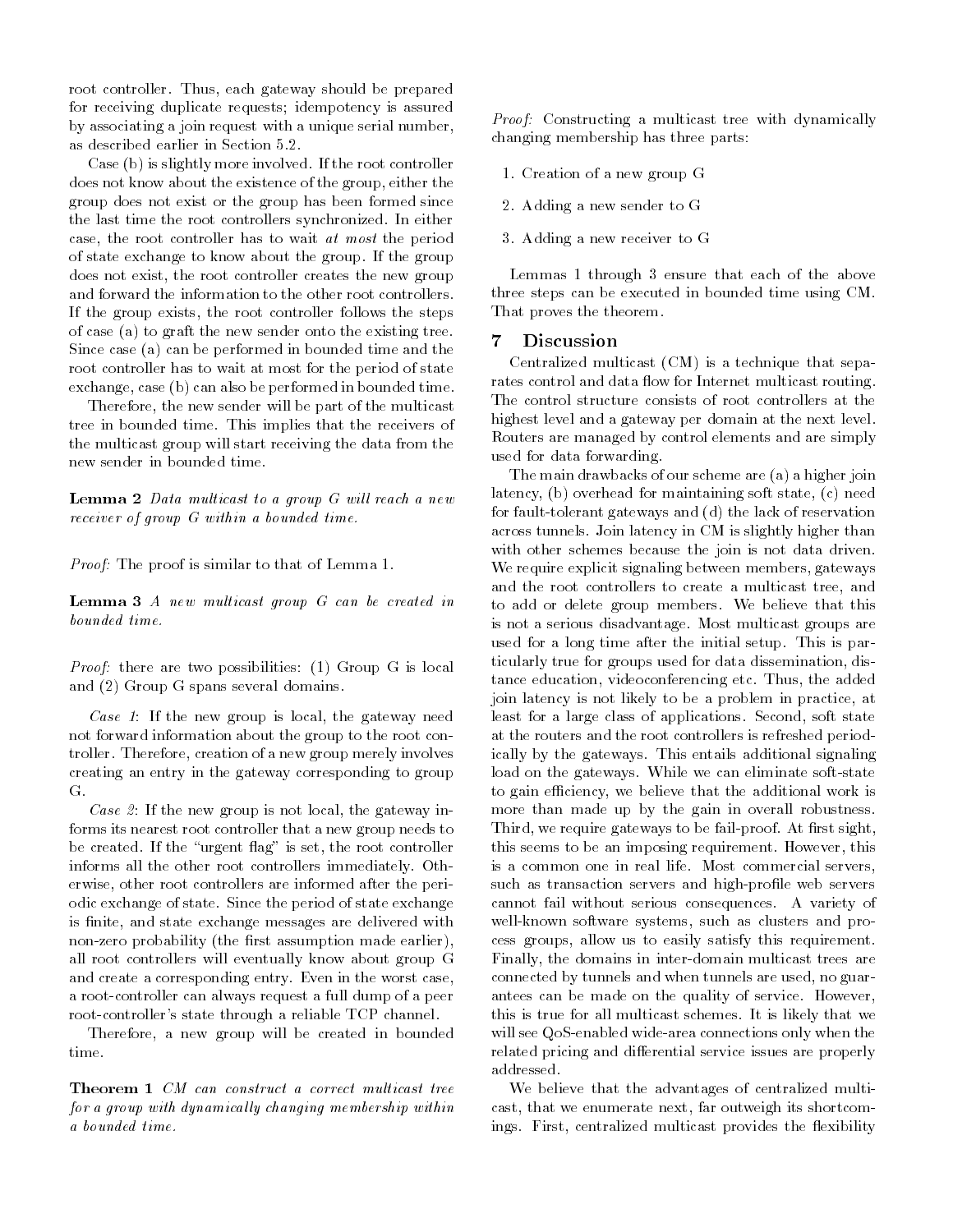root controller. Thus, each gateway should be prepared for receiving duplicate requests; idempotency is assured by associating a join request with a unique serial number, as described earlier in Section 5.2.

Case (b) is slightly more involved. If the root controller does not know about the existence of the group, either the group does not exist or the group has been formed since the last time the root controllers synchronized. In either case, the root controller has to wait *at most* the period of state exchange to know about the group. If the group does not exist, the root controller creates the new group and forward the information to the other root controllers. If the group exists, the root controller follows the steps of case (a) to graft the new sender onto the existing tree. Since case (a) can be performed in bounded time and the root controller has to wait at most for the period of state exchange, case (b) can also be performed in bounded time.

Therefore, the new sender will be part of the multicast tree in bounded time. This implies that the receivers of the multicast group will start receiving the data from the new sender in bounded time.

**Lemma 2** *Data multicast to a group G will reach a new receiver of group G within a bounded time.*

*Proof:* The proof is similar to that of Lemma 1.

**Lemma 3** *A new multicast group G can be created in bounded time.*

*Proof:* there are two possibilities: (1) Group G is local and (2) Group G spans several domains.

*Case 1*: If the new group is local, the gateway need not forward information about the group to the root controller. Therefore, creation of a new group merely involves creating an entry in the gateway corresponding to group G.

*Case 2*: If the new group is not local, the gateway informs its nearest root controller that a new group needs to be created. If the "urgent flag" is set, the root controller informs all the other root controllers immediately. Otherwise, other root controllers are informed after the periodic exchange of state. Since the period of state exchange is finite, and state exchange messages are delivered with non-zero probability (the first assumption made earlier), all root controllers will eventually know about group G and create a corresponding entry. Even in the worst case, a root-controller can always request a full dump of a peer root-controller's state through a reliable TCP channel.

Therefore, a new group will be created in bounded time.

**Theorem 1** *CM can construct a correct multicast tree for a group with dynamically changing membership within a bounded time.*

*Proof:* Constructing a multicast tree with dynamically changing membership has three parts:

1. Creation of a new group G
2. Adding a new sender to G
3. Adding a new receiver to G

Lemmas 1 through 3 ensure that each of the above three steps can be executed in bounded time using CM. That proves the theorem.

## 7 Discussion

Centralized multicast (CM) is a technique that separates control and data flow for Internet multicast routing. The control structure consists of root controllers at the highest level and a gateway per domain at the next level. Routers are managed by control elements and are simply used for data forwarding.

The main drawbacks of our scheme are (a) a higher join latency, (b) overhead for maintaining soft state, (c) need for fault-tolerant gateways and (d) the lack of reservation across tunnels. Join latency in CM is slightly higher than with other schemes because the join is not data driven. We require explicit signaling between members, gateways and the root controllers to create a multicast tree, and to add or delete group members. We believe that this is not a serious disadvantage. Most multicast groups are used for a long time after the initial setup. This is particularly true for groups used for data dissemination, distance education, videoconferencing etc. Thus, the added join latency is not likely to be a problem in practice, at least for a large class of applications. Second, soft state at the routers and the root controllers is refreshed periodically by the gateways. This entails additional signaling load on the gateways. While we can eliminate soft-state to gain efficiency, we believe that the additional work is more than made up by the gain in overall robustness. Third, we require gateways to be fail-proof. At first sight, this seems to be an imposing requirement. However, this is a common one in real life. Most commercial servers, such as transaction servers and high-profile web servers cannot fail without serious consequences. A variety of well-known software systems, such as clusters and process groups, allow us to easily satisfy this requirement. Finally, the domains in inter-domain multicast trees are connected by tunnels and when tunnels are used, no guarantees can be made on the quality of service. However, this is true for all multicast schemes. It is likely that we will see QoS-enabled wide-area connections only when the related pricing and differential service issues are properly addressed.

We believe that the advantages of centralized multicast, that we enumerate next, far outweigh its shortcomings. First, centralized multicast provides the flexibility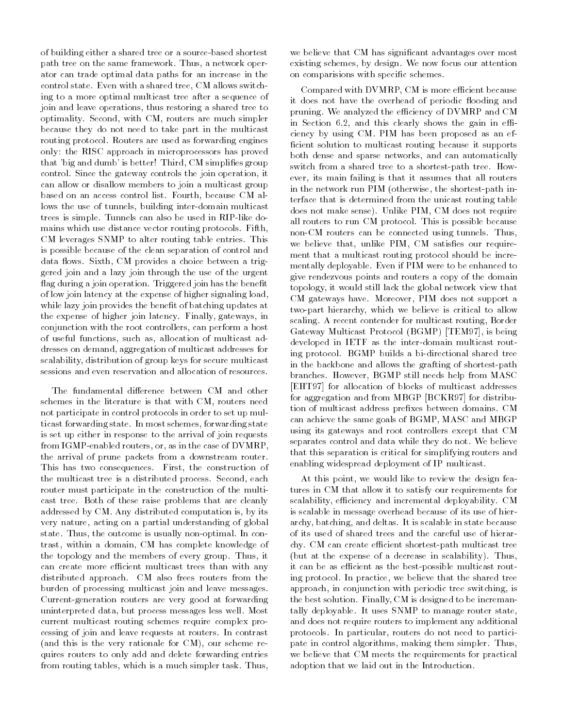of building either a shared tree or a source-based shortest path tree on the same framework. Thus, a network operator can trade optimal data paths for an increase in the control state. Even with a shared tree, CM allows switching to a more optimal multicast tree after a sequence of join and leave operations, thus restoring a shared tree to optimality. Second, with CM, routers are much simpler because they do not need to take part in the multicast routing protocol. Routers are used as forwarding engines only: the RISC approach in microprocessors has proved that 'big and dumb' is better! Third, CM simplifies group control. Since the gateway controls the join operation, it can allow or disallow members to join a multicast group based on an access control list. Fourth, because CM allows the use of tunnels, building inter-domain multicast trees is simple. Tunnels can also be used in RIP-like domains which use distance vector routing protocols. Fifth, CM leverages SNMP to alter routing table entries. This is possible because of the clean separation of control and data flows. Sixth, CM provides a choice between a triggered join and a lazy join through the use of the urgent flag during a join operation. Triggered join has the benefit of low join latency at the expense of higher signaling load, while lazy join provides the benefit of batching updates at the expense of higher join latency. Finally, gateways, in conjunction with the root controllers, can perform a host of useful functions, such as, allocation of multicast addresses on demand, aggregation of multicast addresses for scalability, distribution of group keys for secure multicast sessions and even reservation and allocation of resources.

The fundamental difference between CM and other schemes in the literature is that with CM, routers need not participate in control protocols in order to set up multicast forwarding state. In most schemes, forwarding state is set up either in response to the arrival of join requests from IGMP-enabled routers, or, as in the case of DVMRP, the arrival of prune packets from a downstream router. This has two consequences. First, the construction of the multicast tree is a distributed process. Second, each router must participate in the construction of the multicast tree. Both of these raise problems that are cleanly addressed by CM. Any distributed computation is, by its very nature, acting on a partial understanding of global state. Thus, the outcome is usually non-optimal. In contrast, within a domain, CM has complete knowledge of the topology and the members of every group. Thus, it can create more efficient multicast trees than with any distributed approach. CM also frees routers from the burden of processing multicast join and leave messages. Current-generation routers are very good at forwarding uninterpreted data, but process messages less well. Most current multicast routing schemes require complex processing of join and leave requests at routers. In contrast (and this is the very rationale for CM), our scheme requires routers to only add and delete forwarding entries from routing tables, which is a much simpler task. Thus, we believe that CM has significant advantages over most existing schemes, by design. We now focus our attention on comparisions with specific schemes.

Compared with DVMRP, CM is more efficient because it does not have the overhead of periodic flooding and pruning. We analyzed the efficiency of DVMRP and CM in Section 6.2, and this clearly shows the gain in efficiency by using CM. PIM has been proposed as an efficient solution to multicast routing because it supports both dense and sparse networks, and can automatically switch from a shared tree to a shortest-path tree. However, its main failing is that it assumes that all routers in the network run PIM (otherwise, the shortest-path interface that is determined from the unicast routing table does not make sense). Unlike PIM, CM does not require all routers to run CM protocol. This is possible because non-CM routers can be connected using tunnels. Thus, we believe that, unlike PIM, CM satisfies our requirement that a multicast routing protocol should be incrementally deployable. Even if PIM were to be enhanced to give rendezvous points and routers a copy of the domain topology, it would still lack the global network view that CM gateways have. Moreover, PIM does not support a two-part hierarchy, which we believe is critical to allow scaling. A recent contender for multicast routing, Border Gateway Multicast Protocol (BGMP) [TEM97], is being developed in IETF as the inter-domain multicast routing protocol. BGMP builds a bi-directional shared tree in the backbone and allows the grafting of shortest-path branches. However, BGMP still needs help from MASC [EHT97] for allocation of blocks of multicast addresses for aggregation and from MBGP [BCKR97] for distribution of multicast address prefixes between domains. CM can achieve the same goals of BGMP, MASC and MBGP using its gateways and root controllers except that CM separates control and data while they do not. We believe that this separation is critical for simplifying routers and enabling widespread deployment of IP multicast.

At this point, we would like to review the design features in CM that allow it to satisfy our requirements for scalability, efficiency and incremental deployability. CM is scalable in message overhead because of its use of hierarchy, batching, and deltas. It is scalable in state because of its used of shared trees and the careful use of hierarchy. CM can create efficient shortest-path multicast tree (but at the expense of a decrease in scalability). Thus, it can be as efficient as the best-possible multicast routing protocol. In practice, we believe that the shared tree approach, in conjunction with periodic tree switching, is the best solution. Finally, CM is designed to be incremantally deployable. It uses SNMP to manage router state, and does not require routers to implement any additional protocols. In particular, routers do not need to participate in control algorithms, making them simpler. Thus, we believe that CM meets the requirements for practical adoption that we laid out in the Introduction.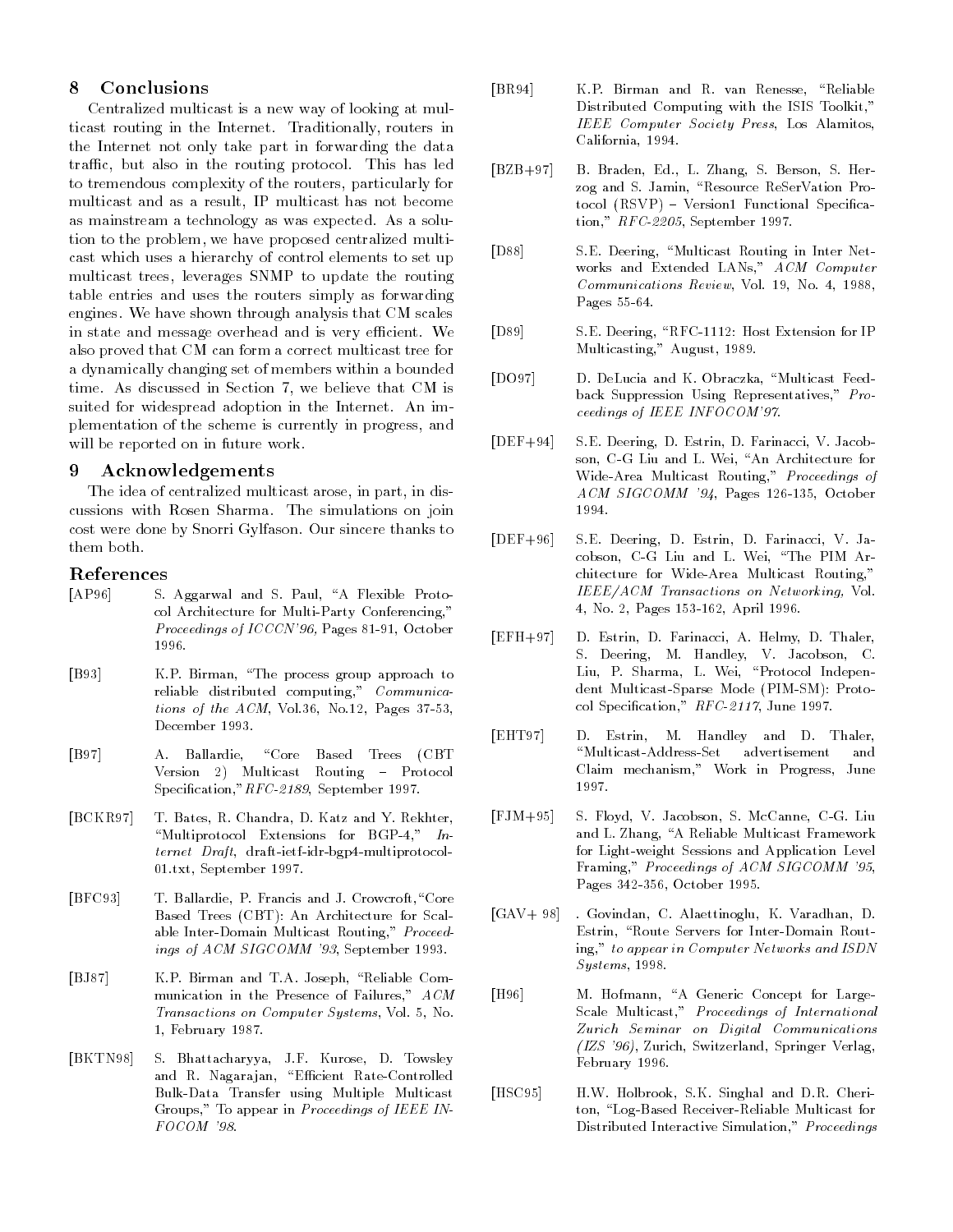## 8 Conclusions

Centralized multicast is a new way of looking at multicast routing in the Internet. Traditionally, routers in the Internet not only take part in forwarding the data traffic, but also in the routing protocol. This has led to tremendous complexity of the routers, particularly for multicast and as a result, IP multicast has not become as mainstream a technology as was expected. As a solution to the problem, we have proposed centralized multicast which uses a hierarchy of control elements to set up multicast trees, leverages SNMP to update the routing table entries and uses the routers simply as forwarding engines. We have shown through analysis that CM scales in state and message overhead and is very efficient. We also proved that CM can form a correct multicast tree for a dynamically changing set of members within a bounded time. As discussed in Section 7, we believe that CM is suited for widespread adoption in the Internet. An implementation of the scheme is currently in progress, and will be reported on in future work.

## 9 Acknowledgements

The idea of centralized multicast arose, in part, in discussions with Rosen Sharma. The simulations on join cost were done by Snorri Gylfason. Our sincere thanks to them both.

## References

[AP96] S. Aggarwal and S. Paul, "A Flexible Protocol Architecture for Multi-Party Conferencing," *Proceedings of ICCCN'96,* Pages 81-91, October 1996.

[B93] K.P. Birman, "The process group approach to reliable distributed computing," *Communications of the ACM*, Vol.36, No.12, Pages 37-53, December 1993.

[B97] A. Ballardie, "Core Based Trees (CBT Version 2) Multicast Routing – Protocol Specification," *RFC-2189*, September 1997.

[BCKR97] T. Bates, R. Chandra, D. Katz and Y. Rekhter, "Multiprotocol Extensions for BGP-4," *Internet Draft*, draft-ietf-idr-bgp4-multiprotocol-01.txt, September 1997.

[BFC93] T. Ballardie, P. Francis and J. Crowcroft, "Core Based Trees (CBT): An Architecture for Scalable Inter-Domain Multicast Routing," *Proceedings of ACM SIGCOMM '93*, September 1993.

[BJ87] K.P. Birman and T.A. Joseph, "Reliable Communication in the Presence of Failures," *ACM Transactions on Computer Systems*, Vol. 5, No. 1, February 1987.

[BKTN98] S. Bhattacharyya, J.F. Kurose, D. Towsley and R. Nagarajan, "Efficient Rate-Controlled Bulk-Data Transfer using Multiple Multicast Groups," To appear in *Proceedings of IEEE INFOCOM '98*.

[BR94] K.P. Birman and R. van Renesse, "Reliable Distributed Computing with the ISIS Toolkit," *IEEE Computer Society Press*, Los Alamitos, California, 1994.

[BZB+97] B. Braden, Ed., L. Zhang, S. Berson, S. Herzog and S. Jamin, "Resource ReSerVation Protocol (RSVP) – Version1 Functional Specification," *RFC-2205*, September 1997.

[D88] S.E. Deering, "Multicast Routing in Inter Networks and Extended LANs," *ACM Computer Communications Review*, Vol. 19, No. 4, 1988, Pages 55-64.

[D89] S.E. Deering, "RFC-1112: Host Extension for IP Multicasting," August, 1989.

[DO97] D. DeLucia and K. Obraczka, "Multicast Feedback Suppression Using Representatives," *Proceedings of IEEE INFOCOM'97*.

[DEF+94] S.E. Deering, D. Estrin, D. Farinacci, V. Jacobson, C-G Liu and L. Wei, "An Architecture for Wide-Area Multicast Routing," *Proceedings of ACM SIGCOMM '94*, Pages 126-135, October 1994.

[DEF+96] S.E. Deering, D. Estrin, D. Farinacci, V. Jacobson, C-G Liu and L. Wei, "The PIM Architecture for Wide-Area Multicast Routing," *IEEE/ACM Transactions on Networking,* Vol. 4, No. 2, Pages 153-162, April 1996.

[EFH+97] D. Estrin, D. Farinacci, A. Helmy, D. Thaler, S. Deering, M. Handley, V. Jacobson, C. Liu, P. Sharma, L. Wei, "Protocol Independent Multicast-Sparse Mode (PIM-SM): Protocol Specification," *RFC-2117*, June 1997.

[EHT97] D. Estrin, M. Handley and D. Thaler, "Multicast-Address-Set advertisement and Claim mechanism," Work in Progress, June 1997.

[FJM+95] S. Floyd, V. Jacobson, S. McCanne, C-G. Liu and L. Zhang, "A Reliable Multicast Framework for Light-weight Sessions and Application Level Framing," *Proceedings of ACM SIGCOMM '95*, Pages 342-356, October 1995.

[GAV+ 98] . Govindan, C. Alaettinoglu, K. Varadhan, D. Estrin, "Route Servers for Inter-Domain Routing," *to appear in Computer Networks and ISDN Systems*, 1998.

[H96] M. Hofmann, "A Generic Concept for Large-Scale Multicast," *Proceedings of International Zurich Seminar on Digital Communications (IZS '96)*, Zurich, Switzerland, Springer Verlag, February 1996.

[HSC95] H.W. Holbrook, S.K. Singhal and D.R. Cheriton, "Log-Based Receiver-Reliable Multicast for Distributed Interactive Simulation," *Proceedings*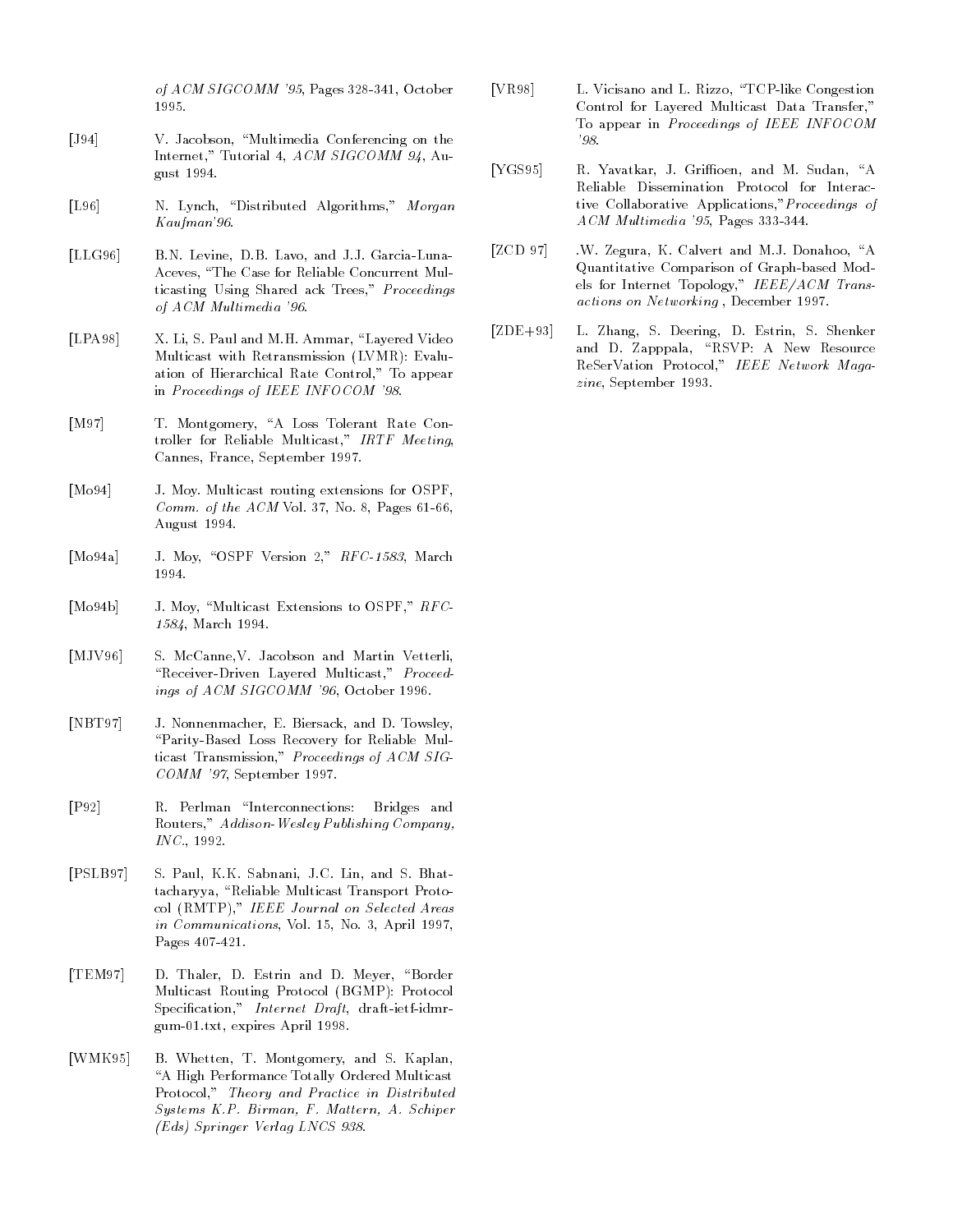of *ACM SIGCOMM '95*, Pages 328-341, October 1995.

[J94] V. Jacobson, "Multimedia Conferencing on the Internet," Tutorial 4, *ACM SIGCOMM 94*, August 1994.

[L96] N. Lynch, "Distributed Algorithms," *Morgan Kaufman'96*.

[LLG96] B.N. Levine, D.B. Lavo, and J.J. Garcia-Luna-Aceves, "The Case for Reliable Concurrent Multicasting Using Shared ack Trees," *Proceedings of ACM Multimedia '96*.

[LPA98] X. Li, S. Paul and M.H. Ammar, "Layered Video Multicast with Retransmission (LVMR): Evaluation of Hierarchical Rate Control," To appear in *Proceedings of IEEE INFOCOM '98*.

[M97] T. Montgomery, "A Loss Tolerant Rate Controller for Reliable Multicast," *IRTF Meeting*, Cannes, France, September 1997.

[Mo94] J. Moy. Multicast routing extensions for OSPF, *Comm. of the ACM* Vol. 37, No. 8, Pages 61-66, August 1994.

[Mo94a] J. Moy, "OSPF Version 2," *RFC-1583*, March 1994.

[Mo94b] J. Moy, "Multicast Extensions to OSPF," *RFC-1584*, March 1994.

[MJV96] S. McCanne,V. Jacobson and Martin Vetterli, "Receiver-Driven Layered Multicast," *Proceedings of ACM SIGCOMM '96*, October 1996.

[NBT97] J. Nonnenmacher, E. Biersack, and D. Towsley, "Parity-Based Loss Recovery for Reliable Multicast Transmission," *Proceedings of ACM SIGCOMM '97*, September 1997.

[P92] R. Perlman "Interconnections: Bridges and Routers," *Addison-Wesley Publishing Company, INC.*, 1992.

[PSLB97] S. Paul, K.K. Sabnani, J.C. Lin, and S. Bhattacharyya, "Reliable Multicast Transport Protocol (RMTP)," *IEEE Journal on Selected Areas in Communications*, Vol. 15, No. 3, April 1997, Pages 407-421.

[TEM97] D. Thaler, D. Estrin and D. Meyer, "Border Multicast Routing Protocol (BGMP): Protocol Specification," *Internet Draft*, draft-ietf-idmr-gum-01.txt, expires April 1998.

[WMK95] B. Whetten, T. Montgomery, and S. Kaplan, "A High Performance Totally Ordered Multicast Protocol," *Theory and Practice in Distributed Systems K.P. Birman, F. Mattern, A. Schiper (Eds) Springer Verlag LNCS 938*.

[VR98] L. Vicisano and L. Rizzo, "TCP-like Congestion Control for Layered Multicast Data Transfer," To appear in *Proceedings of IEEE INFOCOM '98*.

[YGS95] R. Yavatkar, J. Griffioen, and M. Sudan, "A Reliable Dissemination Protocol for Interactive Collaborative Applications,"*Proceedings of ACM Multimedia '95*, Pages 333-344.

[ZCD 97] .W. Zegura, K. Calvert and M.J. Donahoo, "A Quantitative Comparison of Graph-based Models for Internet Topology," *IEEE/ACM Transactions on Networking* , December 1997.

[ZDE+93] L. Zhang, S. Deering, D. Estrin, S. Shenker and D. Zapppala, "RSVP: A New Resource ReSerVation Protocol," *IEEE Network Magazine*, September 1993.